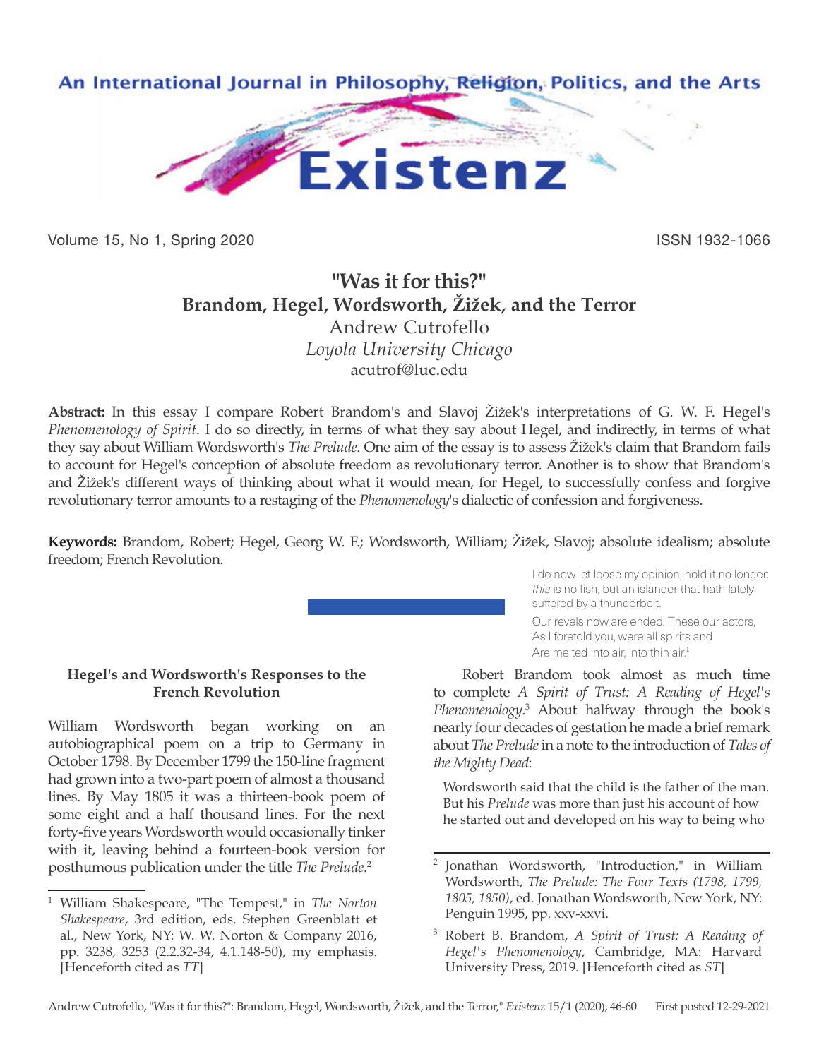# "Was it for this?"

## Brandom, Hegel, Wordsworth, Žižek, and the Terror

Andrew Cutrofello
*Loyola University Chicago*
acutrof@luc.edu

**Abstract:** In this essay I compare Robert Brandom's and Slavoj Žižek's interpretations of G. W. F. Hegel's *Phenomenology of Spirit*. I do so directly, in terms of what they say about Hegel, and indirectly, in terms of what they say about William Wordsworth's *The Prelude*. One aim of the essay is to assess Žižek's claim that Brandom fails to account for Hegel's conception of absolute freedom as revolutionary terror. Another is to show that Brandom's and Žižek's different ways of thinking about what it would mean, for Hegel, to successfully confess and forgive revolutionary terror amounts to a restaging of the *Phenomenology*'s dialectic of confession and forgiveness.

**Keywords:** Brandom, Robert; Hegel, Georg W. F.; Wordsworth, William; Žižek, Slavoj; absolute idealism; absolute freedom; French Revolution.

> I do now let loose my opinion, hold it no longer: *this* is no fish, but an islander that hath lately suffered by a thunderbolt.
>
> Our revels now are ended. These our actors, As I foretold you, were all spirits and Are melted into air, into thin air.[1]

### Hegel's and Wordsworth's Responses to the French Revolution

William Wordsworth began working on an autobiographical poem on a trip to Germany in October 1798. By December 1799 the 150-line fragment had grown into a two-part poem of almost a thousand lines. By May 1805 it was a thirteen-book poem of some eight and a half thousand lines. For the next forty-five years Wordsworth would occasionally tinker with it, leaving behind a fourteen-book version for posthumous publication under the title *The Prelude*.[2]

Robert Brandom took almost as much time to complete *A Spirit of Trust: A Reading of Hegel's Phenomenology*.[3] About halfway through the book's nearly four decades of gestation he made a brief remark about *The Prelude* in a note to the introduction of *Tales of the Mighty Dead*:

> Wordsworth said that the child is the father of the man. But his *Prelude* was more than just his account of how he started out and developed on his way to being who

---

[1] William Shakespeare, "The Tempest," in *The Norton Shakespeare*, 3rd edition, eds. Stephen Greenblatt et al., New York, NY: W. W. Norton & Company 2016, pp. 3238, 3253 (2.2.32-34, 4.1.148-50), my emphasis. [Henceforth cited as *TT*]

[2] Jonathan Wordsworth, "Introduction," in William Wordsworth, *The Prelude: The Four Texts (1798, 1799, 1805, 1850)*, ed. Jonathan Wordsworth, New York, NY: Penguin 1995, pp. xxv-xxvi.

[3] Robert B. Brandom, *A Spirit of Trust: A Reading of Hegel's Phenomenology*, Cambridge, MA: Harvard University Press, 2019. [Henceforth cited as *ST*]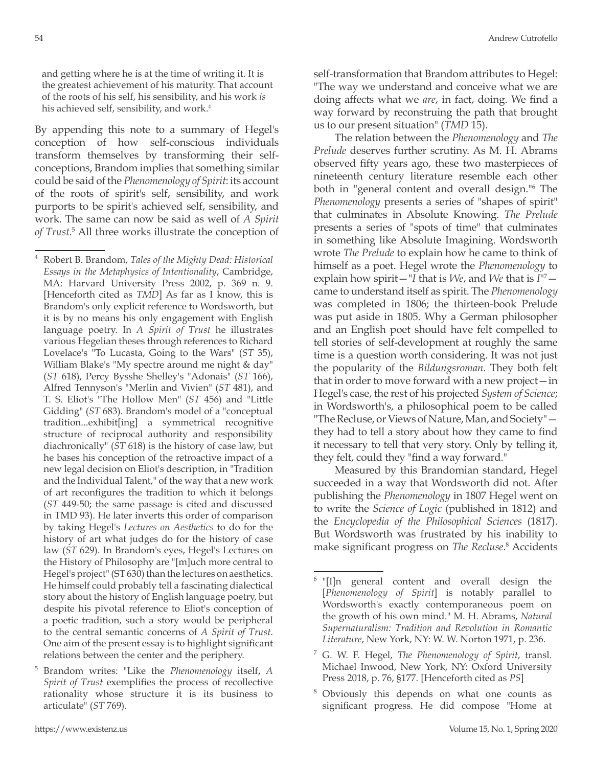and getting where he is at the time of writing it. It is the greatest achievement of his maturity. That account of the roots of his self, his sensibility, and his work *is* his achieved self, sensibility, and work.[4]

By appending this note to a summary of Hegel's conception of how self-conscious individuals transform themselves by transforming their self-conceptions, Brandom implies that something similar could be said of the *Phenomenology of Spirit*: its account of the roots of spirit's self, sensibility, and work purports to be spirit's achieved self, sensibility, and work. The same can now be said as well of *A Spirit of Trust*.[5] All three works illustrate the conception of self-transformation that Brandom attributes to Hegel: "The way we understand and conceive what we are doing affects what we *are*, in fact, doing. We find a way forward by reconstruing the path that brought us to our present situation" (*TMD* 15).

The relation between the *Phenomenology* and *The Prelude* deserves further scrutiny. As M. H. Abrams observed fifty years ago, these two masterpieces of nineteenth century literature resemble each other both in "general content and overall design."[6] The *Phenomenology* presents a series of "shapes of spirit" that culminates in Absolute Knowing. *The Prelude* presents a series of "spots of time" that culminates in something like Absolute Imagining. Wordsworth wrote *The Prelude* to explain how he came to think of himself as a poet. Hegel wrote the *Phenomenology* to explain how spirit—"*I* that is *We*, and *We* that is *I*"[7]—came to understand itself as spirit. The *Phenomenology* was completed in 1806; the thirteen-book Prelude was put aside in 1805. Why a German philosopher and an English poet should have felt compelled to tell stories of self-development at roughly the same time is a question worth considering. It was not just the popularity of the *Bildungsroman*. They both felt that in order to move forward with a new project—in Hegel's case, the rest of his projected *System of Science*; in Wordsworth's, a philosophical poem to be called "The Recluse, or Views of Nature, Man, and Society"—they had to tell a story about how they came to find it necessary to tell that very story. Only by telling it, they felt, could they "find a way forward."

Measured by this Brandomian standard, Hegel succeeded in a way that Wordsworth did not. After publishing the *Phenomenology* in 1807 Hegel went on to write the *Science of Logic* (published in 1812) and the *Encyclopedia of the Philosophical Sciences* (1817). But Wordsworth was frustrated by his inability to make significant progress on *The Recluse*.[8] Accidents

---

[4] Robert B. Brandom, *Tales of the Mighty Dead: Historical Essays in the Metaphysics of Intentionality*, Cambridge, MA: Harvard University Press 2002, p. 369 n. 9. [Henceforth cited as *TMD*] As far as I know, this is Brandom's only explicit reference to Wordsworth, but it is by no means his only engagement with English language poetry. In *A Spirit of Trust* he illustrates various Hegelian theses through references to Richard Lovelace's "To Lucasta, Going to the Wars" (*ST* 35), William Blake's "My spectre around me night & day" (*ST* 618), Percy Bysshe Shelley's "Adonais" (*ST* 166), Alfred Tennyson's "Merlin and Vivien" (*ST* 481), and T. S. Eliot's "The Hollow Men" (*ST* 456) and "Little Gidding" (*ST* 683). Brandom's model of a "conceptual tradition...exhibit[ing] a symmetrical recognitive structure of reciprocal authority and responsibility diachronically" (*ST* 618) is the history of case law, but he bases his conception of the retroactive impact of a new legal decision on Eliot's description, in "Tradition and the Individual Talent," of the way that a new work of art reconfigures the tradition to which it belongs (*ST* 449-50; the same passage is cited and discussed in TMD 93). He later inverts this order of comparison by taking Hegel's *Lectures on Aesthetics* to do for the history of art what judges do for the history of case law (*ST* 629). In Brandom's eyes, Hegel's Lectures on the History of Philosophy are "[m]uch more central to Hegel's project" (ST 630) than the lectures on aesthetics. He himself could probably tell a fascinating dialectical story about the history of English language poetry, but despite his pivotal reference to Eliot's conception of a poetic tradition, such a story would be peripheral to the central semantic concerns of *A Spirit of Trust*. One aim of the present essay is to highlight significant relations between the center and the periphery.

[5] Brandom writes: "Like the *Phenomenology* itself, *A Spirit of Trust* exemplifies the process of recollective rationality whose structure it is its business to articulate" (*ST* 769).

[6] "[I]n general content and overall design the [*Phenomenology of Spirit*] is notably parallel to Wordsworth's exactly contemporaneous poem on the growth of his own mind." M. H. Abrams, *Natural Supernaturalism: Tradition and Revolution in Romantic Literature*, New York, NY: W. W. Norton 1971, p. 236.

[7] G. W. F. Hegel, *The Phenomenology of Spirit*, transl. Michael Inwood, New York, NY: Oxford University Press 2018, p. 76, §177. [Henceforth cited as *PS*]

[8] Obviously this depends on what one counts as significant progress. He did compose "Home at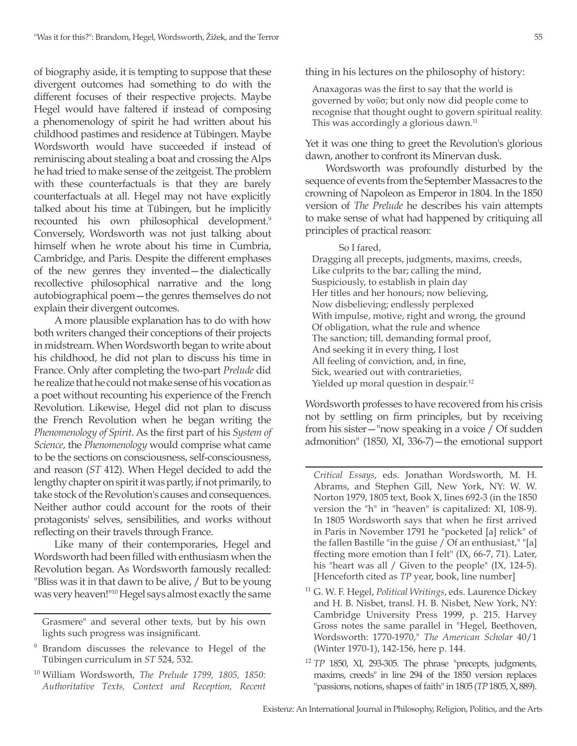of biography aside, it is tempting to suppose that these divergent outcomes had something to do with the different focuses of their respective projects. Maybe Hegel would have faltered if instead of composing a phenomenology of spirit he had written about his childhood pastimes and residence at Tübingen. Maybe Wordsworth would have succeeded if instead of reminiscing about stealing a boat and crossing the Alps he had tried to make sense of the zeitgeist. The problem with these counterfactuals is that they are barely counterfactuals at all. Hegel may not have explicitly talked about his time at Tübingen, but he implicitly recounted his own philosophical development.[9] Conversely, Wordsworth was not just talking about himself when he wrote about his time in Cumbria, Cambridge, and Paris. Despite the different emphases of the new genres they invented—the dialectically recollective philosophical narrative and the long autobiographical poem—the genres themselves do not explain their divergent outcomes.

A more plausible explanation has to do with how both writers changed their conceptions of their projects in midstream. When Wordsworth began to write about his childhood, he did not plan to discuss his time in France. Only after completing the two-part *Prelude* did he realize that he could not make sense of his vocation as a poet without recounting his experience of the French Revolution. Likewise, Hegel did not plan to discuss the French Revolution when he began writing the *Phenomenology of Spirit*. As the first part of his *System of Science*, the *Phenomenology* would comprise what came to be the sections on consciousness, self-consciousness, and reason (*ST* 412). When Hegel decided to add the lengthy chapter on spirit it was partly, if not primarily, to take stock of the Revolution's causes and consequences. Neither author could account for the roots of their protagonists' selves, sensibilities, and works without reflecting on their travels through France.

Like many of their contemporaries, Hegel and Wordsworth had been filled with enthusiasm when the Revolution began. As Wordsworth famously recalled: "Bliss was it in that dawn to be alive, / But to be young was very heaven!"[10] Hegel says almost exactly the same thing in his lectures on the philosophy of history:

> Anaxagoras was the first to say that the world is governed by νοῦσ; but only now did people come to recognise that thought ought to govern spiritual reality. This was accordingly a glorious dawn.[11]

Yet it was one thing to greet the Revolution's glorious dawn, another to confront its Minervan dusk.

Wordsworth was profoundly disturbed by the sequence of events from the September Massacres to the crowning of Napoleon as Emperor in 1804. In the 1850 version of *The Prelude* he describes his vain attempts to make sense of what had happened by critiquing all principles of practical reason:

> So I fared,
> Dragging all precepts, judgments, maxims, creeds,
> Like culprits to the bar; calling the mind,
> Suspiciously, to establish in plain day
> Her titles and her honours; now believing,
> Now disbelieving; endlessly perplexed
> With impulse, motive, right and wrong, the ground
> Of obligation, what the rule and whence
> The sanction; till, demanding formal proof,
> And seeking it in every thing, I lost
> All feeling of conviction, and, in fine,
> Sick, wearied out with contrarieties,
> Yielded up moral question in despair.[12]

Wordsworth professes to have recovered from his crisis not by settling on firm principles, but by receiving from his sister—"now speaking in a voice / Of sudden admonition" (1850, XI, 336-7)—the emotional support

---

Grasmere" and several other texts, but by his own lights such progress was insignificant.

[9] Brandom discusses the relevance to Hegel of the Tübingen curriculum in *ST* 524, 532.

[10] William Wordsworth, *The Prelude 1799, 1805, 1850: Authoritative Texts, Context and Reception, Recent Critical Essays*, eds. Jonathan Wordsworth, M. H. Abrams, and Stephen Gill, New York, NY: W. W. Norton 1979, 1805 text, Book X, lines 692-3 (in the 1850 version the "h" in "heaven" is capitalized: XI, 108-9). In 1805 Wordsworth says that when he first arrived in Paris in November 1791 he "pocketed [a] relick" of the fallen Bastille "in the guise / Of an enthusiast," "[a] ffecting more emotion than I felt" (IX, 66-7, 71). Later, his "heart was all / Given to the people" (IX, 124-5). [Henceforth cited as *TP* year, book, line number]

[11] G. W. F. Hegel, *Political Writings*, eds. Laurence Dickey and H. B. Nisbet, transl. H. B. Nisbet, New York, NY: Cambridge University Press 1999, p. 215. Harvey Gross notes the same parallel in "Hegel, Beethoven, Wordsworth: 1770-1970," *The American Scholar* 40/1 (Winter 1970-1), 142-156, here p. 144.

[12] *TP* 1850, XI, 293-305. The phrase "precepts, judgments, maxims, creeds" in line 294 of the 1850 version replaces "passions, notions, shapes of faith" in 1805 (*TP* 1805, X, 889).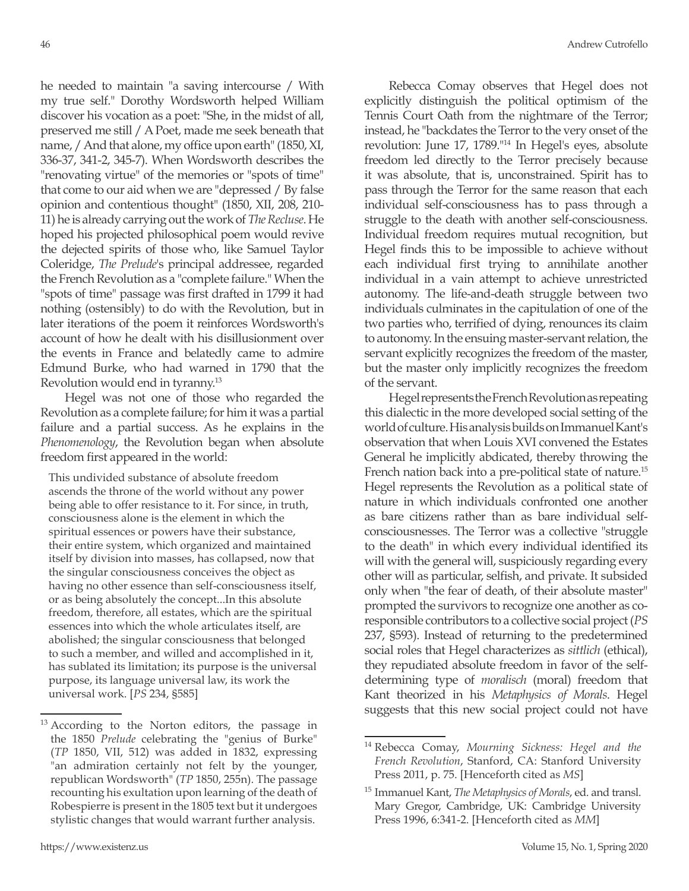he needed to maintain "a saving intercourse / With my true self." Dorothy Wordsworth helped William discover his vocation as a poet: "She, in the midst of all, preserved me still / A Poet, made me seek beneath that name, / And that alone, my office upon earth" (1850, XI, 336-37, 341-2, 345-7). When Wordsworth describes the "renovating virtue" of the memories or "spots of time" that come to our aid when we are "depressed / By false opinion and contentious thought" (1850, XII, 208, 210-11) he is already carrying out the work of *The Recluse*. He hoped his projected philosophical poem would revive the dejected spirits of those who, like Samuel Taylor Coleridge, *The Prelude*'s principal addressee, regarded the French Revolution as a "complete failure." When the "spots of time" passage was first drafted in 1799 it had nothing (ostensibly) to do with the Revolution, but in later iterations of the poem it reinforces Wordsworth's account of how he dealt with his disillusionment over the events in France and belatedly came to admire Edmund Burke, who had warned in 1790 that the Revolution would end in tyranny.[13]

Hegel was not one of those who regarded the Revolution as a complete failure; for him it was a partial failure and a partial success. As he explains in the *Phenomenology*, the Revolution began when absolute freedom first appeared in the world:

> This undivided substance of absolute freedom ascends the throne of the world without any power being able to offer resistance to it. For since, in truth, consciousness alone is the element in which the spiritual essences or powers have their substance, their entire system, which organized and maintained itself by division into masses, has collapsed, now that the singular consciousness conceives the object as having no other essence than self-consciousness itself, or as being absolutely the concept...In this absolute freedom, therefore, all estates, which are the spiritual essences into which the whole articulates itself, are abolished; the singular consciousness that belonged to such a member, and willed and accomplished in it, has sublated its limitation; its purpose is the universal purpose, its language universal law, its work the universal work. [*PS* 234, §585]

Rebecca Comay observes that Hegel does not explicitly distinguish the political optimism of the Tennis Court Oath from the nightmare of the Terror; instead, he "backdates the Terror to the very onset of the revolution: June 17, 1789."[14] In Hegel's eyes, absolute freedom led directly to the Terror precisely because it was absolute, that is, unconstrained. Spirit has to pass through the Terror for the same reason that each individual self-consciousness has to pass through a struggle to the death with another self-consciousness. Individual freedom requires mutual recognition, but Hegel finds this to be impossible to achieve without each individual first trying to annihilate another individual in a vain attempt to achieve unrestricted autonomy. The life-and-death struggle between two individuals culminates in the capitulation of one of the two parties who, terrified of dying, renounces its claim to autonomy. In the ensuing master-servant relation, the servant explicitly recognizes the freedom of the master, but the master only implicitly recognizes the freedom of the servant.

Hegel represents the French Revolution as repeating this dialectic in the more developed social setting of the world of culture. His analysis builds on Immanuel Kant's observation that when Louis XVI convened the Estates General he implicitly abdicated, thereby throwing the French nation back into a pre-political state of nature.[15] Hegel represents the Revolution as a political state of nature in which individuals confronted one another as bare citizens rather than as bare individual self-consciousnesses. The Terror was a collective "struggle to the death" in which every individual identified its will with the general will, suspiciously regarding every other will as particular, selfish, and private. It subsided only when "the fear of death, of their absolute master" prompted the survivors to recognize one another as co-responsible contributors to a collective social project (*PS* 237, §593). Instead of returning to the predetermined social roles that Hegel characterizes as *sittlich* (ethical), they repudiated absolute freedom in favor of the self-determining type of *moralisch* (moral) freedom that Kant theorized in his *Metaphysics of Morals*. Hegel suggests that this new social project could not have

---

[13] According to the Norton editors, the passage in the 1850 *Prelude* celebrating the "genius of Burke" (*TP* 1850, VII, 512) was added in 1832, expressing "an admiration certainly not felt by the younger, republican Wordsworth" (*TP* 1850, 255n). The passage recounting his exultation upon learning of the death of Robespierre is present in the 1805 text but it undergoes stylistic changes that would warrant further analysis.

[14] Rebecca Comay, *Mourning Sickness: Hegel and the French Revolution*, Stanford, CA: Stanford University Press 2011, p. 75. [Henceforth cited as *MS*]

[15] Immanuel Kant, *The Metaphysics of Morals*, ed. and transl. Mary Gregor, Cambridge, UK: Cambridge University Press 1996, 6:341-2. [Henceforth cited as *MM*]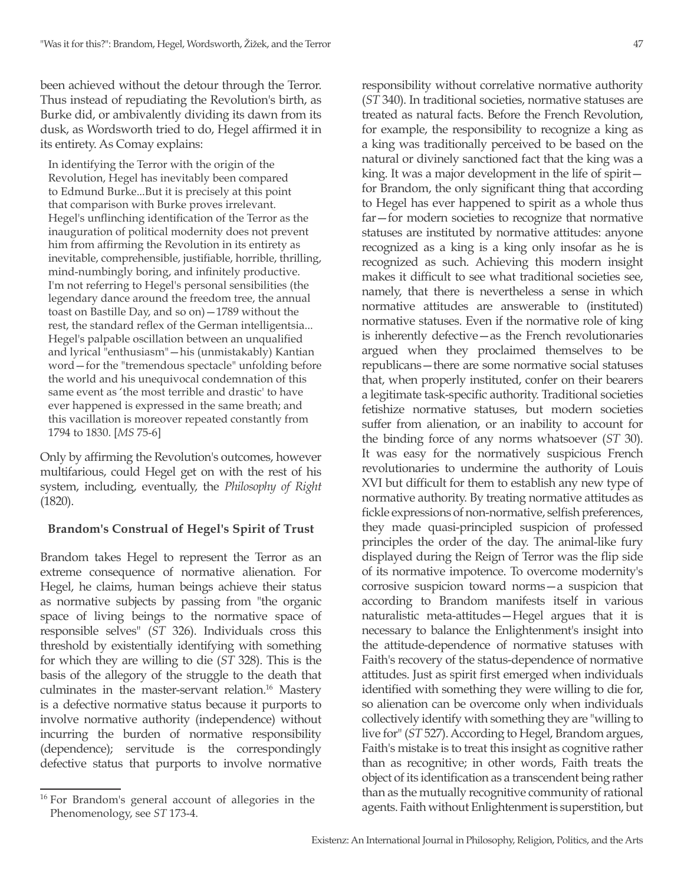been achieved without the detour through the Terror. Thus instead of repudiating the Revolution's birth, as Burke did, or ambivalently dividing its dawn from its dusk, as Wordsworth tried to do, Hegel affirmed it in its entirety. As Comay explains:

> In identifying the Terror with the origin of the Revolution, Hegel has inevitably been compared to Edmund Burke...But it is precisely at this point that comparison with Burke proves irrelevant. Hegel's unflinching identification of the Terror as the inauguration of political modernity does not prevent him from affirming the Revolution in its entirety as inevitable, comprehensible, justifiable, horrible, thrilling, mind-numbingly boring, and infinitely productive. I'm not referring to Hegel's personal sensibilities (the legendary dance around the freedom tree, the annual toast on Bastille Day, and so on)—1789 without the rest, the standard reflex of the German intelligentsia... Hegel's palpable oscillation between an unqualified and lyrical "enthusiasm"—his (unmistakably) Kantian word—for the "tremendous spectacle" unfolding before the world and his unequivocal condemnation of this same event as 'the most terrible and drastic' to have ever happened is expressed in the same breath; and this vacillation is moreover repeated constantly from 1794 to 1830. [*MS* 75-6]

Only by affirming the Revolution's outcomes, however multifarious, could Hegel get on with the rest of his system, including, eventually, the *Philosophy of Right* (1820).

### Brandom's Construal of Hegel's Spirit of Trust

Brandom takes Hegel to represent the Terror as an extreme consequence of normative alienation. For Hegel, he claims, human beings achieve their status as normative subjects by passing from "the organic space of living beings to the normative space of responsible selves" (*ST* 326). Individuals cross this threshold by existentially identifying with something for which they are willing to die (*ST* 328). This is the basis of the allegory of the struggle to the death that culminates in the master-servant relation.[16] Mastery is a defective normative status because it purports to involve normative authority (independence) without incurring the burden of normative responsibility (dependence); servitude is the correspondingly defective status that purports to involve normative responsibility without correlative normative authority (*ST* 340). In traditional societies, normative statuses are treated as natural facts. Before the French Revolution, for example, the responsibility to recognize a king as a king was traditionally perceived to be based on the natural or divinely sanctioned fact that the king was a king. It was a major development in the life of spirit—for Brandom, the only significant thing that according to Hegel has ever happened to spirit as a whole thus far—for modern societies to recognize that normative statuses are instituted by normative attitudes: anyone recognized as a king is a king only insofar as he is recognized as such. Achieving this modern insight makes it difficult to see what traditional societies see, namely, that there is nevertheless a sense in which normative attitudes are answerable to (instituted) normative statuses. Even if the normative role of king is inherently defective—as the French revolutionaries argued when they proclaimed themselves to be republicans—there are some normative social statuses that, when properly instituted, confer on their bearers a legitimate task-specific authority. Traditional societies fetishize normative statuses, but modern societies suffer from alienation, or an inability to account for the binding force of any norms whatsoever (*ST* 30). It was easy for the normatively suspicious French revolutionaries to undermine the authority of Louis XVI but difficult for them to establish any new type of normative authority. By treating normative attitudes as fickle expressions of non-normative, selfish preferences, they made quasi-principled suspicion of professed principles the order of the day. The animal-like fury displayed during the Reign of Terror was the flip side of its normative impotence. To overcome modernity's corrosive suspicion toward norms—a suspicion that according to Brandom manifests itself in various naturalistic meta-attitudes—Hegel argues that it is necessary to balance the Enlightenment's insight into the attitude-dependence of normative statuses with Faith's recovery of the status-dependence of normative attitudes. Just as spirit first emerged when individuals identified with something they were willing to die for, so alienation can be overcome only when individuals collectively identify with something they are "willing to live for" (*ST* 527). According to Hegel, Brandom argues, Faith's mistake is to treat this insight as cognitive rather than as recognitive; in other words, Faith treats the object of its identification as a transcendent being rather than as the mutually recognitive community of rational agents. Faith without Enlightenment is superstition, but

[16] For Brandom's general account of allegories in the Phenomenology, see *ST* 173-4.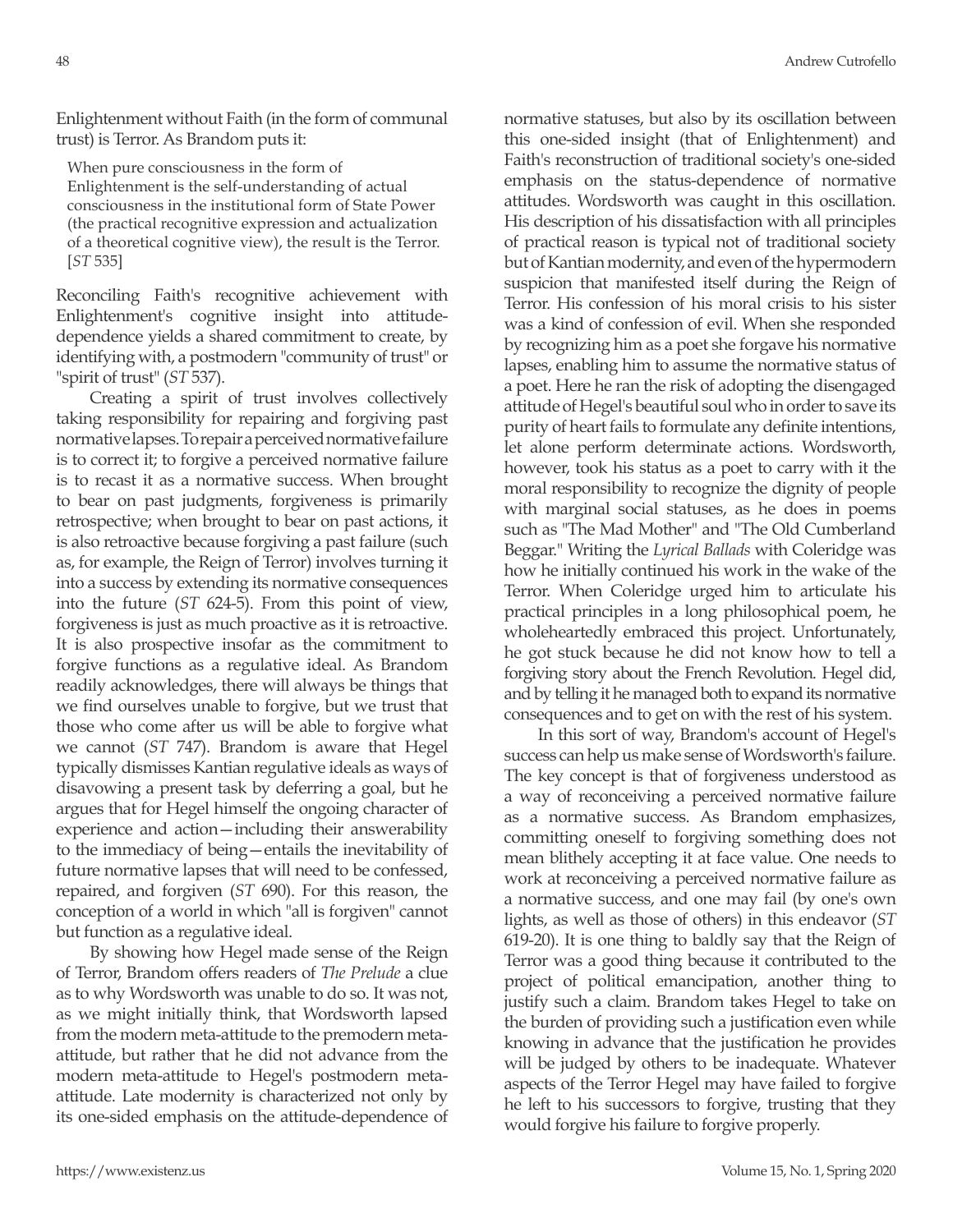Enlightenment without Faith (in the form of communal trust) is Terror. As Brandom puts it:

> When pure consciousness in the form of Enlightenment is the self-understanding of actual consciousness in the institutional form of State Power (the practical recognitive expression and actualization of a theoretical cognitive view), the result is the Terror. [*ST* 535]

Reconciling Faith's recognitive achievement with Enlightenment's cognitive insight into attitude-dependence yields a shared commitment to create, by identifying with, a postmodern "community of trust" or "spirit of trust" (*ST* 537).

Creating a spirit of trust involves collectively taking responsibility for repairing and forgiving past normative lapses. To repair a perceived normative failure is to correct it; to forgive a perceived normative failure is to recast it as a normative success. When brought to bear on past judgments, forgiveness is primarily retrospective; when brought to bear on past actions, it is also retroactive because forgiving a past failure (such as, for example, the Reign of Terror) involves turning it into a success by extending its normative consequences into the future (*ST* 624-5). From this point of view, forgiveness is just as much proactive as it is retroactive. It is also prospective insofar as the commitment to forgive functions as a regulative ideal. As Brandom readily acknowledges, there will always be things that we find ourselves unable to forgive, but we trust that those who come after us will be able to forgive what we cannot (*ST* 747). Brandom is aware that Hegel typically dismisses Kantian regulative ideals as ways of disavowing a present task by deferring a goal, but he argues that for Hegel himself the ongoing character of experience and action—including their answerability to the immediacy of being—entails the inevitability of future normative lapses that will need to be confessed, repaired, and forgiven (*ST* 690). For this reason, the conception of a world in which "all is forgiven" cannot but function as a regulative ideal.

By showing how Hegel made sense of the Reign of Terror, Brandom offers readers of *The Prelude* a clue as to why Wordsworth was unable to do so. It was not, as we might initially think, that Wordsworth lapsed from the modern meta-attitude to the premodern meta-attitude, but rather that he did not advance from the modern meta-attitude to Hegel's postmodern meta-attitude. Late modernity is characterized not only by its one-sided emphasis on the attitude-dependence of normative statuses, but also by its oscillation between this one-sided insight (that of Enlightenment) and Faith's reconstruction of traditional society's one-sided emphasis on the status-dependence of normative attitudes. Wordsworth was caught in this oscillation. His description of his dissatisfaction with all principles of practical reason is typical not of traditional society but of Kantian modernity, and even of the hypermodern suspicion that manifested itself during the Reign of Terror. His confession of his moral crisis to his sister was a kind of confession of evil. When she responded by recognizing him as a poet she forgave his normative lapses, enabling him to assume the normative status of a poet. Here he ran the risk of adopting the disengaged attitude of Hegel's beautiful soul who in order to save its purity of heart fails to formulate any definite intentions, let alone perform determinate actions. Wordsworth, however, took his status as a poet to carry with it the moral responsibility to recognize the dignity of people with marginal social statuses, as he does in poems such as "The Mad Mother" and "The Old Cumberland Beggar." Writing the *Lyrical Ballads* with Coleridge was how he initially continued his work in the wake of the Terror. When Coleridge urged him to articulate his practical principles in a long philosophical poem, he wholeheartedly embraced this project. Unfortunately, he got stuck because he did not know how to tell a forgiving story about the French Revolution. Hegel did, and by telling it he managed both to expand its normative consequences and to get on with the rest of his system.

In this sort of way, Brandom's account of Hegel's success can help us make sense of Wordsworth's failure. The key concept is that of forgiveness understood as a way of reconceiving a perceived normative failure as a normative success. As Brandom emphasizes, committing oneself to forgiving something does not mean blithely accepting it at face value. One needs to work at reconceiving a perceived normative failure as a normative success, and one may fail (by one's own lights, as well as those of others) in this endeavor (*ST* 619-20). It is one thing to baldly say that the Reign of Terror was a good thing because it contributed to the project of political emancipation, another thing to justify such a claim. Brandom takes Hegel to take on the burden of providing such a justification even while knowing in advance that the justification he provides will be judged by others to be inadequate. Whatever aspects of the Terror Hegel may have failed to forgive he left to his successors to forgive, trusting that they would forgive his failure to forgive properly.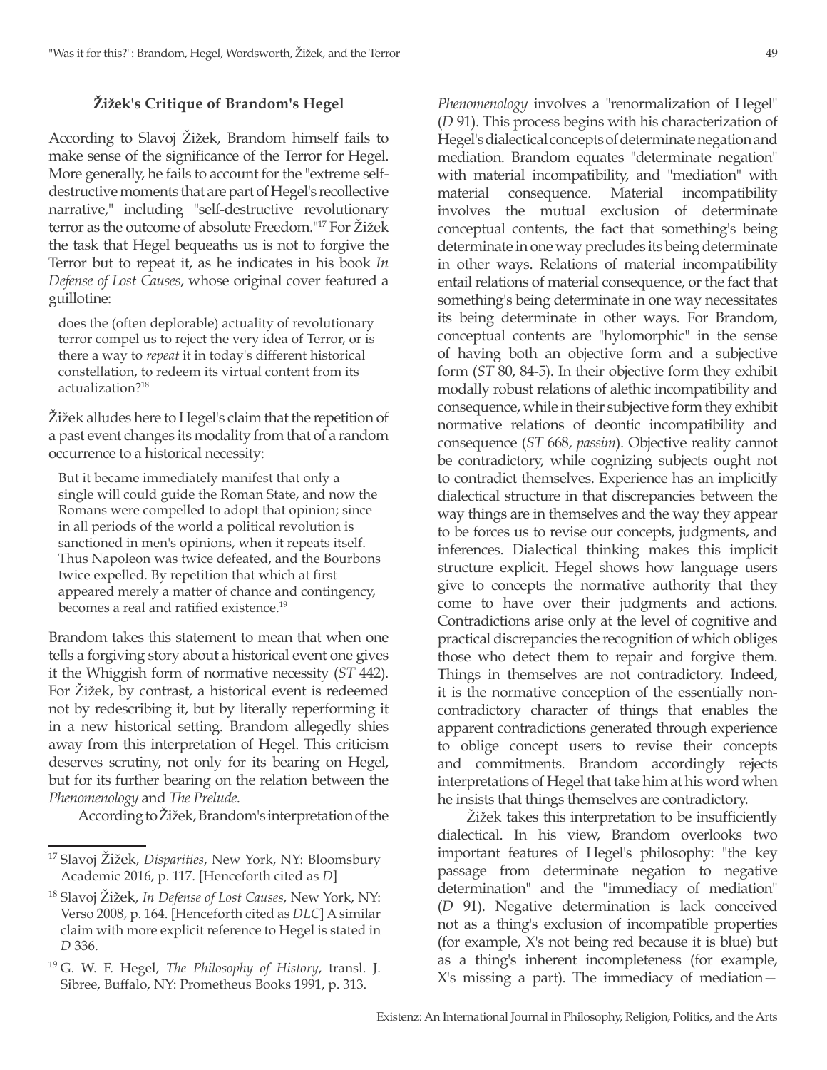### Žižek's Critique of Brandom's Hegel

According to Slavoj Žižek, Brandom himself fails to make sense of the significance of the Terror for Hegel. More generally, he fails to account for the "extreme self-destructive moments that are part of Hegel's recollective narrative," including "self-destructive revolutionary terror as the outcome of absolute Freedom."[17] For Žižek the task that Hegel bequeaths us is not to forgive the Terror but to repeat it, as he indicates in his book *In Defense of Lost Causes*, whose original cover featured a guillotine:

> does the (often deplorable) actuality of revolutionary terror compel us to reject the very idea of Terror, or is there a way to *repeat* it in today's different historical constellation, to redeem its virtual content from its actualization?[18]

Žižek alludes here to Hegel's claim that the repetition of a past event changes its modality from that of a random occurrence to a historical necessity:

> But it became immediately manifest that only a single will could guide the Roman State, and now the Romans were compelled to adopt that opinion; since in all periods of the world a political revolution is sanctioned in men's opinions, when it repeats itself. Thus Napoleon was twice defeated, and the Bourbons twice expelled. By repetition that which at first appeared merely a matter of chance and contingency, becomes a real and ratified existence.[19]

Brandom takes this statement to mean that when one tells a forgiving story about a historical event one gives it the Whiggish form of normative necessity (*ST* 442). For Žižek, by contrast, a historical event is redeemed not by redescribing it, but by literally reperforming it in a new historical setting. Brandom allegedly shies away from this interpretation of Hegel. This criticism deserves scrutiny, not only for its bearing on Hegel, but for its further bearing on the relation between the *Phenomenology* and *The Prelude*.

According to Žižek, Brandom's interpretation of the *Phenomenology* involves a "renormalization of Hegel" (*D* 91). This process begins with his characterization of Hegel's dialectical concepts of determinate negation and mediation. Brandom equates "determinate negation" with material incompatibility, and "mediation" with material consequence. Material incompatibility involves the mutual exclusion of determinate conceptual contents, the fact that something's being determinate in one way precludes its being determinate in other ways. Relations of material incompatibility entail relations of material consequence, or the fact that something's being determinate in one way necessitates its being determinate in other ways. For Brandom, conceptual contents are "hylomorphic" in the sense of having both an objective form and a subjective form (*ST* 80, 84-5). In their objective form they exhibit modally robust relations of alethic incompatibility and consequence, while in their subjective form they exhibit normative relations of deontic incompatibility and consequence (*ST* 668, *passim*). Objective reality cannot be contradictory, while cognizing subjects ought not to contradict themselves. Experience has an implicitly dialectical structure in that discrepancies between the way things are in themselves and the way they appear to be forces us to revise our concepts, judgments, and inferences. Dialectical thinking makes this implicit structure explicit. Hegel shows how language users give to concepts the normative authority that they come to have over their judgments and actions. Contradictions arise only at the level of cognitive and practical discrepancies the recognition of which obliges those who detect them to repair and forgive them. Things in themselves are not contradictory. Indeed, it is the normative conception of the essentially non-contradictory character of things that enables the apparent contradictions generated through experience to oblige concept users to revise their concepts and commitments. Brandom accordingly rejects interpretations of Hegel that take him at his word when he insists that things themselves are contradictory.

Žižek takes this interpretation to be insufficiently dialectical. In his view, Brandom overlooks two important features of Hegel's philosophy: "the key passage from determinate negation to negative determination" and the "immediacy of mediation" (*D* 91). Negative determination is lack conceived not as a thing's exclusion of incompatible properties (for example, X's not being red because it is blue) but as a thing's inherent incompleteness (for example, X's missing a part). The immediacy of mediation—

---

[17] Slavoj Žižek, *Disparities*, New York, NY: Bloomsbury Academic 2016, p. 117. [Henceforth cited as *D*]

[18] Slavoj Žižek, *In Defense of Lost Causes*, New York, NY: Verso 2008, p. 164. [Henceforth cited as *DLC*] A similar claim with more explicit reference to Hegel is stated in *D* 336.

[19] G. W. F. Hegel, *The Philosophy of History*, transl. J. Sibree, Buffalo, NY: Prometheus Books 1991, p. 313.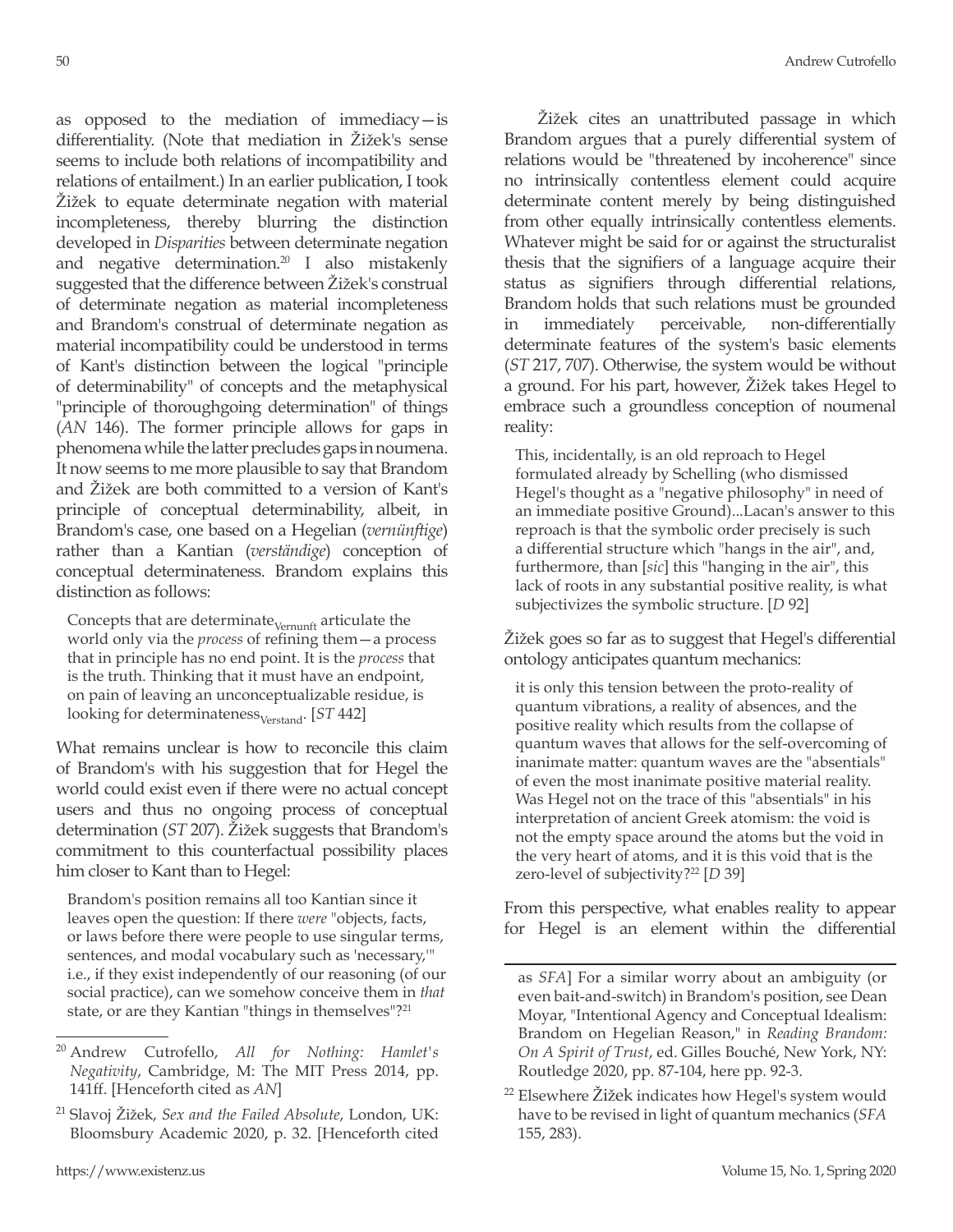as opposed to the mediation of immediacy—is differentiality. (Note that mediation in Žižek's sense seems to include both relations of incompatibility and relations of entailment.) In an earlier publication, I took Žižek to equate determinate negation with material incompleteness, thereby blurring the distinction developed in *Disparities* between determinate negation and negative determination.[20] I also mistakenly suggested that the difference between Žižek's construal of determinate negation as material incompleteness and Brandom's construal of determinate negation as material incompatibility could be understood in terms of Kant's distinction between the logical "principle of determinability" of concepts and the metaphysical "principle of thoroughgoing determination" of things (*AN* 146). The former principle allows for gaps in phenomena while the latter precludes gaps in noumena. It now seems to me more plausible to say that Brandom and Žižek are both committed to a version of Kant's principle of conceptual determinability, albeit, in Brandom's case, one based on a Hegelian (*vernünftige*) rather than a Kantian (*verständige*) conception of conceptual determinateness. Brandom explains this distinction as follows:

> Concepts that are determinate$_{\text{Vernunft}}$ articulate the world only via the *process* of refining them—a process that in principle has no end point. It is the *process* that is the truth. Thinking that it must have an endpoint, on pain of leaving an unconceptualizable residue, is looking for determinateness$_{\text{Verstand}}$. [*ST* 442]

What remains unclear is how to reconcile this claim of Brandom's with his suggestion that for Hegel the world could exist even if there were no actual concept users and thus no ongoing process of conceptual determination (*ST* 207). Žižek suggests that Brandom's commitment to this counterfactual possibility places him closer to Kant than to Hegel:

> Brandom's position remains all too Kantian since it leaves open the question: If there *were* "objects, facts, or laws before there were people to use singular terms, sentences, and modal vocabulary such as 'necessary,'" i.e., if they exist independently of our reasoning (of our social practice), can we somehow conceive them in *that* state, or are they Kantian "things in themselves"?[21]

Žižek cites an unattributed passage in which Brandom argues that a purely differential system of relations would be "threatened by incoherence" since no intrinsically contentless element could acquire determinate content merely by being distinguished from other equally intrinsically contentless elements. Whatever might be said for or against the structuralist thesis that the signifiers of a language acquire their status as signifiers through differential relations, Brandom holds that such relations must be grounded in immediately perceivable, non-differentially determinate features of the system's basic elements (*ST* 217, 707). Otherwise, the system would be without a ground. For his part, however, Žižek takes Hegel to embrace such a groundless conception of noumenal reality:

> This, incidentally, is an old reproach to Hegel formulated already by Schelling (who dismissed Hegel's thought as a "negative philosophy" in need of an immediate positive Ground)...Lacan's answer to this reproach is that the symbolic order precisely is such a differential structure which "hangs in the air", and, furthermore, than [*sic*] this "hanging in the air", this lack of roots in any substantial positive reality, is what subjectivizes the symbolic structure. [*D* 92]

Žižek goes so far as to suggest that Hegel's differential ontology anticipates quantum mechanics:

> it is only this tension between the proto-reality of quantum vibrations, a reality of absences, and the positive reality which results from the collapse of quantum waves that allows for the self-overcoming of inanimate matter: quantum waves are the "absentials" of even the most inanimate positive material reality. Was Hegel not on the trace of this "absentials" in his interpretation of ancient Greek atomism: the void is not the empty space around the atoms but the void in the very heart of atoms, and it is this void that is the zero-level of subjectivity?[22] [*D* 39]

From this perspective, what enables reality to appear for Hegel is an element within the differential

---

[20] Andrew Cutrofello, *All for Nothing: Hamlet's Negativity*, Cambridge, M: The MIT Press 2014, pp. 141ff. [Henceforth cited as *AN*]

[21] Slavoj Žižek, *Sex and the Failed Absolute*, London, UK: Bloomsbury Academic 2020, p. 32. [Henceforth cited as *SFA*] For a similar worry about an ambiguity (or even bait-and-switch) in Brandom's position, see Dean Moyar, "Intentional Agency and Conceptual Idealism: Brandom on Hegelian Reason," in *Reading Brandom: On A Spirit of Trust*, ed. Gilles Bouché, New York, NY: Routledge 2020, pp. 87-104, here pp. 92-3.

[22] Elsewhere Žižek indicates how Hegel's system would have to be revised in light of quantum mechanics (*SFA* 155, 283).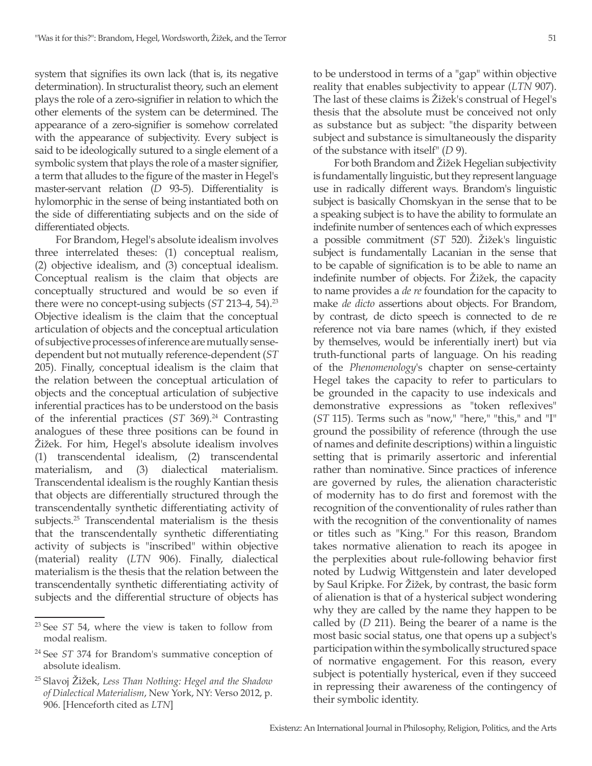system that signifies its own lack (that is, its negative determination). In structuralist theory, such an element plays the role of a zero-signifier in relation to which the other elements of the system can be determined. The appearance of a zero-signifier is somehow correlated with the appearance of subjectivity. Every subject is said to be ideologically sutured to a single element of a symbolic system that plays the role of a master signifier, a term that alludes to the figure of the master in Hegel's master-servant relation (*D* 93-5). Differentiality is hylomorphic in the sense of being instantiated both on the side of differentiating subjects and on the side of differentiated objects.

For Brandom, Hegel's absolute idealism involves three interrelated theses: (1) conceptual realism, (2) objective idealism, and (3) conceptual idealism. Conceptual realism is the claim that objects are conceptually structured and would be so even if there were no concept-using subjects (*ST* 213-4, 54).[23] Objective idealism is the claim that the conceptual articulation of objects and the conceptual articulation of subjective processes of inference are mutually sense-dependent but not mutually reference-dependent (*ST* 205). Finally, conceptual idealism is the claim that the relation between the conceptual articulation of objects and the conceptual articulation of subjective inferential practices has to be understood on the basis of the inferential practices (*ST* 369).[24] Contrasting analogues of these three positions can be found in Žižek. For him, Hegel's absolute idealism involves (1) transcendental idealism, (2) transcendental materialism, and (3) dialectical materialism. Transcendental idealism is the roughly Kantian thesis that objects are differentially structured through the transcendentally synthetic differentiating activity of subjects.[25] Transcendental materialism is the thesis that the transcendentally synthetic differentiating activity of subjects is "inscribed" within objective (material) reality (*LTN* 906). Finally, dialectical materialism is the thesis that the relation between the transcendentally synthetic differentiating activity of subjects and the differential structure of objects has to be understood in terms of a "gap" within objective reality that enables subjectivity to appear (*LTN* 907). The last of these claims is Žižek's construal of Hegel's thesis that the absolute must be conceived not only as substance but as subject: "the disparity between subject and substance is simultaneously the disparity of the substance with itself" (*D* 9).

For both Brandom and Žižek Hegelian subjectivity is fundamentally linguistic, but they represent language use in radically different ways. Brandom's linguistic subject is basically Chomskyan in the sense that to be a speaking subject is to have the ability to formulate an indefinite number of sentences each of which expresses a possible commitment (*ST* 520). Žižek's linguistic subject is fundamentally Lacanian in the sense that to be capable of signification is to be able to name an indefinite number of objects. For Žižek, the capacity to name provides a *de re* foundation for the capacity to make *de dicto* assertions about objects. For Brandom, by contrast, de dicto speech is connected to de re reference not via bare names (which, if they existed by themselves, would be inferentially inert) but via truth-functional parts of language. On his reading of the *Phenomenology*'s chapter on sense-certainty Hegel takes the capacity to refer to particulars to be grounded in the capacity to use indexicals and demonstrative expressions as "token reflexives" (*ST* 115). Terms such as "now," "here," "this," and "I" ground the possibility of reference (through the use of names and definite descriptions) within a linguistic setting that is primarily assertoric and inferential rather than nominative. Since practices of inference are governed by rules, the alienation characteristic of modernity has to do first and foremost with the recognition of the conventionality of rules rather than with the recognition of the conventionality of names or titles such as "King." For this reason, Brandom takes normative alienation to reach its apogee in the perplexities about rule-following behavior first noted by Ludwig Wittgenstein and later developed by Saul Kripke. For Žižek, by contrast, the basic form of alienation is that of a hysterical subject wondering why they are called by the name they happen to be called by (*D* 211). Being the bearer of a name is the most basic social status, one that opens up a subject's participation within the symbolically structured space of normative engagement. For this reason, every subject is potentially hysterical, even if they succeed in repressing their awareness of the contingency of their symbolic identity.

---

[23] See *ST* 54, where the view is taken to follow from modal realism.

[24] See *ST* 374 for Brandom's summative conception of absolute idealism.

[25] Slavoj Žižek, *Less Than Nothing: Hegel and the Shadow of Dialectical Materialism*, New York, NY: Verso 2012, p. 906. [Henceforth cited as *LTN*]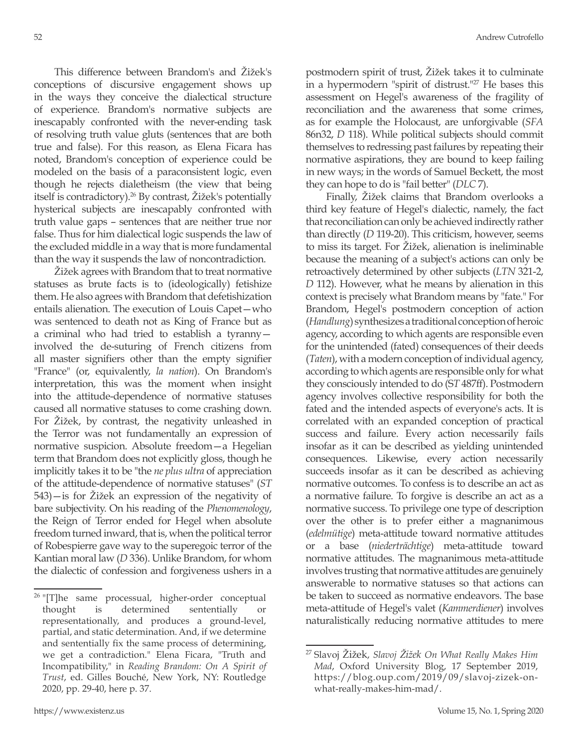This difference between Brandom's and Žižek's conceptions of discursive engagement shows up in the ways they conceive the dialectical structure of experience. Brandom's normative subjects are inescapably confronted with the never-ending task of resolving truth value gluts (sentences that are both true and false). For this reason, as Elena Ficara has noted, Brandom's conception of experience could be modeled on the basis of a paraconsistent logic, even though he rejects dialetheism (the view that being itself is contradictory).[26] By contrast, Žižek's potentially hysterical subjects are inescapably confronted with truth value gaps – sentences that are neither true nor false. Thus for him dialectical logic suspends the law of the excluded middle in a way that is more fundamental than the way it suspends the law of noncontradiction.

Žižek agrees with Brandom that to treat normative statuses as brute facts is to (ideologically) fetishize them. He also agrees with Brandom that defetishization entails alienation. The execution of Louis Capet—who was sentenced to death not as King of France but as a criminal who had tried to establish a tyranny—involved the de-suturing of French citizens from all master signifiers other than the empty signifier "France" (or, equivalently, *la nation*). On Brandom's interpretation, this was the moment when insight into the attitude-dependence of normative statuses caused all normative statuses to come crashing down. For Žižek, by contrast, the negativity unleashed in the Terror was not fundamentally an expression of normative suspicion. Absolute freedom—a Hegelian term that Brandom does not explicitly gloss, though he implicitly takes it to be "the *ne plus ultra* of appreciation of the attitude-dependence of normative statuses" (*ST* 543)—is for Žižek an expression of the negativity of bare subjectivity. On his reading of the *Phenomenology*, the Reign of Terror ended for Hegel when absolute freedom turned inward, that is, when the political terror of Robespierre gave way to the superegoic terror of the Kantian moral law (*D* 336). Unlike Brandom, for whom the dialectic of confession and forgiveness ushers in a postmodern spirit of trust, Žižek takes it to culminate in a hypermodern "spirit of distrust."[27] He bases this assessment on Hegel's awareness of the fragility of reconciliation and the awareness that some crimes, as for example the Holocaust, are unforgivable (*SFA* 86n32, *D* 118). While political subjects should commit themselves to redressing past failures by repeating their normative aspirations, they are bound to keep failing in new ways; in the words of Samuel Beckett, the most they can hope to do is "fail better" (*DLC* 7).

Finally, Žižek claims that Brandom overlooks a third key feature of Hegel's dialectic, namely, the fact that reconciliation can only be achieved indirectly rather than directly (*D* 119-20). This criticism, however, seems to miss its target. For Žižek, alienation is ineliminable because the meaning of a subject's actions can only be retroactively determined by other subjects (*LTN* 321-2, *D* 112). However, what he means by alienation in this context is precisely what Brandom means by "fate." For Brandom, Hegel's postmodern conception of action (*Handlung*) synthesizes a traditional conception of heroic agency, according to which agents are responsible even for the unintended (fated) consequences of their deeds (*Taten*), with a modern conception of individual agency, according to which agents are responsible only for what they consciously intended to do (*ST* 487ff). Postmodern agency involves collective responsibility for both the fated and the intended aspects of everyone's acts. It is correlated with an expanded conception of practical success and failure. Every action necessarily fails insofar as it can be described as yielding unintended consequences. Likewise, every action necessarily succeeds insofar as it can be described as achieving normative outcomes. To confess is to describe an act as a normative failure. To forgive is describe an act as a normative success. To privilege one type of description over the other is to prefer either a magnanimous (*edelmütige*) meta-attitude toward normative attitudes or a base (*niederträchtige*) meta-attitude toward normative attitudes. The magnanimous meta-attitude involves trusting that normative attitudes are genuinely answerable to normative statuses so that actions can be taken to succeed as normative endeavors. The base meta-attitude of Hegel's valet (*Kammerdiener*) involves naturalistically reducing normative attitudes to mere

---

[26] "[T]he same processual, higher-order conceptual thought is determined sententially or representationally, and produces a ground-level, partial, and static determination. And, if we determine and sententially fix the same process of determining, we get a contradiction." Elena Ficara, "Truth and Incompatibility," in *Reading Brandom: On A Spirit of Trust*, ed. Gilles Bouché, New York, NY: Routledge 2020, pp. 29-40, here p. 37.

[27] Slavoj Žižek, *Slavoj Žižek On What Really Makes Him Mad*, Oxford University Blog, 17 September 2019, https://blog.oup.com/2019/09/slavoj-zizek-on-what-really-makes-him-mad/.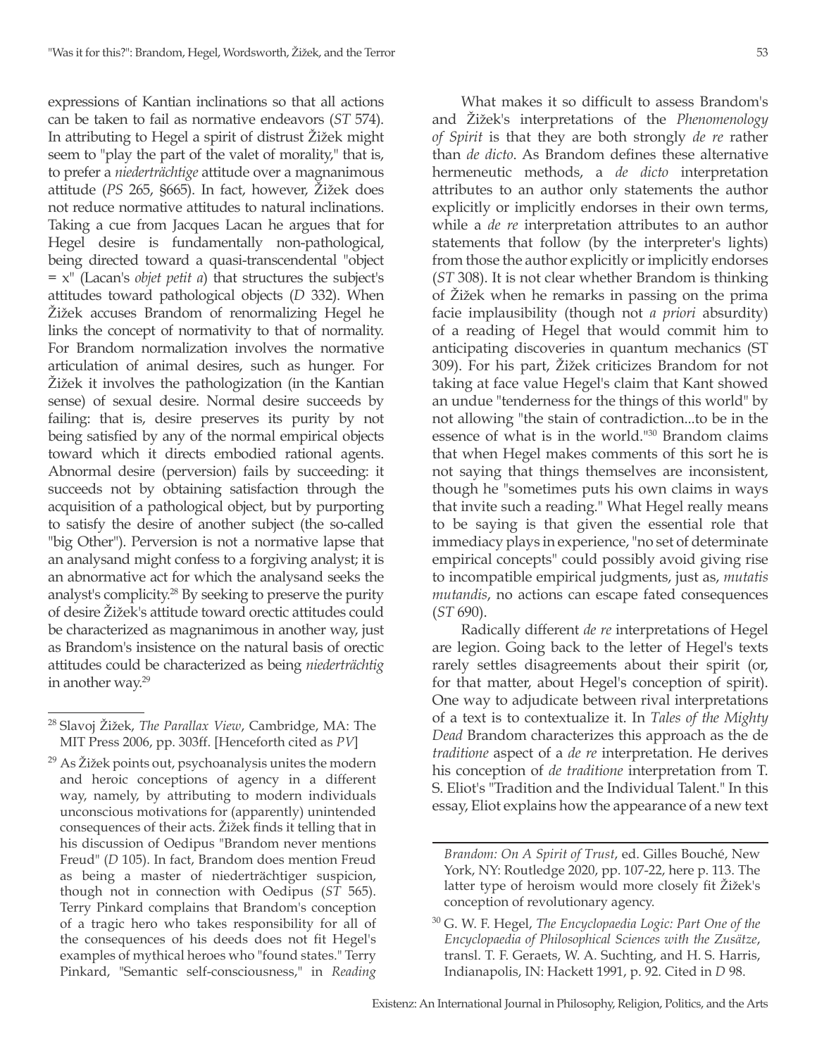expressions of Kantian inclinations so that all actions can be taken to fail as normative endeavors (*ST* 574). In attributing to Hegel a spirit of distrust Žižek might seem to "play the part of the valet of morality," that is, to prefer a *niederträchtige* attitude over a magnanimous attitude (*PS* 265, §665). In fact, however, Žižek does not reduce normative attitudes to natural inclinations. Taking a cue from Jacques Lacan he argues that for Hegel desire is fundamentally non-pathological, being directed toward a quasi-transcendental "object = x" (Lacan's *objet petit a*) that structures the subject's attitudes toward pathological objects (*D* 332). When Žižek accuses Brandom of renormalizing Hegel he links the concept of normativity to that of normality. For Brandom normalization involves the normative articulation of animal desires, such as hunger. For Žižek it involves the pathologization (in the Kantian sense) of sexual desire. Normal desire succeeds by failing: that is, desire preserves its purity by not being satisfied by any of the normal empirical objects toward which it directs embodied rational agents. Abnormal desire (perversion) fails by succeeding: it succeeds not by obtaining satisfaction through the acquisition of a pathological object, but by purporting to satisfy the desire of another subject (the so-called "big Other"). Perversion is not a normative lapse that an analysand might confess to a forgiving analyst; it is an abnormative act for which the analysand seeks the analyst's complicity.[28] By seeking to preserve the purity of desire Žižek's attitude toward orectic attitudes could be characterized as magnanimous in another way, just as Brandom's insistence on the natural basis of orectic attitudes could be characterized as being *niederträchtig* in another way.[29]

What makes it so difficult to assess Brandom's and Žižek's interpretations of the *Phenomenology of Spirit* is that they are both strongly *de re* rather than *de dicto*. As Brandom defines these alternative hermeneutic methods, a *de dicto* interpretation attributes to an author only statements the author explicitly or implicitly endorses in their own terms, while a *de re* interpretation attributes to an author statements that follow (by the interpreter's lights) from those the author explicitly or implicitly endorses (*ST* 308). It is not clear whether Brandom is thinking of Žižek when he remarks in passing on the prima facie implausibility (though not *a priori* absurdity) of a reading of Hegel that would commit him to anticipating discoveries in quantum mechanics (ST 309). For his part, Žižek criticizes Brandom for not taking at face value Hegel's claim that Kant showed an undue "tenderness for the things of this world" by not allowing "the stain of contradiction...to be in the essence of what is in the world."[30] Brandom claims that when Hegel makes comments of this sort he is not saying that things themselves are inconsistent, though he "sometimes puts his own claims in ways that invite such a reading." What Hegel really means to be saying is that given the essential role that immediacy plays in experience, "no set of determinate empirical concepts" could possibly avoid giving rise to incompatible empirical judgments, just as, *mutatis mutandis*, no actions can escape fated consequences (*ST* 690).

Radically different *de re* interpretations of Hegel are legion. Going back to the letter of Hegel's texts rarely settles disagreements about their spirit (or, for that matter, about Hegel's conception of spirit). One way to adjudicate between rival interpretations of a text is to contextualize it. In *Tales of the Mighty Dead* Brandom characterizes this approach as the de *traditione* aspect of a *de re* interpretation. He derives his conception of *de traditione* interpretation from T. S. Eliot's "Tradition and the Individual Talent." In this essay, Eliot explains how the appearance of a new text

---

[28] Slavoj Žižek, *The Parallax View*, Cambridge, MA: The MIT Press 2006, pp. 303ff. [Henceforth cited as *PV*]

[29] As Žižek points out, psychoanalysis unites the modern and heroic conceptions of agency in a different way, namely, by attributing to modern individuals unconscious motivations for (apparently) unintended consequences of their acts. Žižek finds it telling that in his discussion of Oedipus "Brandom never mentions Freud" (*D* 105). In fact, Brandom does mention Freud as being a master of niederträchtiger suspicion, though not in connection with Oedipus (*ST* 565). Terry Pinkard complains that Brandom's conception of a tragic hero who takes responsibility for all of the consequences of his deeds does not fit Hegel's examples of mythical heroes who "found states." Terry Pinkard, "Semantic self-consciousness," in *Reading Brandom: On A Spirit of Trust*, ed. Gilles Bouché, New York, NY: Routledge 2020, pp. 107-22, here p. 113. The latter type of heroism would more closely fit Žižek's conception of revolutionary agency.

[30] G. W. F. Hegel, *The Encyclopaedia Logic: Part One of the Encyclopaedia of Philosophical Sciences with the Zusätze*, transl. T. F. Geraets, W. A. Suchting, and H. S. Harris, Indianapolis, IN: Hackett 1991, p. 92. Cited in *D* 98.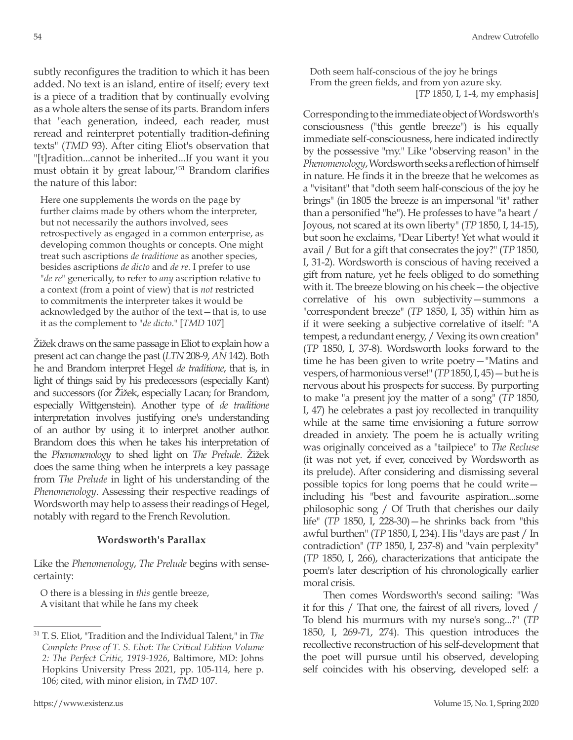subtly reconfigures the tradition to which it has been added. No text is an island, entire of itself; every text is a piece of a tradition that by continually evolving as a whole alters the sense of its parts. Brandom infers that "each generation, indeed, each reader, must reread and reinterpret potentially tradition-defining texts" (*TMD* 93). After citing Eliot's observation that "[t]radition...cannot be inherited...If you want it you must obtain it by great labour,"[31] Brandom clarifies the nature of this labor:

> Here one supplements the words on the page by further claims made by others whom the interpreter, but not necessarily the authors involved, sees retrospectively as engaged in a common enterprise, as developing common thoughts or concepts. One might treat such ascriptions *de traditione* as another species, besides ascriptions *de dicto* and *de re*. I prefer to use "*de re*" generically, to refer to *any* ascription relative to a context (from a point of view) that is *not* restricted to commitments the interpreter takes it would be acknowledged by the author of the text—that is, to use it as the complement to "*de dicto*." [*TMD* 107]

Žižek draws on the same passage in Eliot to explain how a present act can change the past (*LTN* 208-9, *AN* 142). Both he and Brandom interpret Hegel *de traditione*, that is, in light of things said by his predecessors (especially Kant) and successors (for Žižek, especially Lacan; for Brandom, especially Wittgenstein). Another type of *de traditione* interpretation involves justifying one's understanding of an author by using it to interpret another author. Brandom does this when he takes his interpretation of the *Phenomenology* to shed light on *The Prelude*. Žižek does the same thing when he interprets a key passage from *The Prelude* in light of his understanding of the *Phenomenology*. Assessing their respective readings of Wordsworth may help to assess their readings of Hegel, notably with regard to the French Revolution.

## Wordsworth's Parallax

Like the *Phenomenology*, *The Prelude* begins with sense-certainty:

> O there is a blessing in *this* gentle breeze,
> A visitant that while he fans my cheek
> Doth seem half-conscious of the joy he brings
> From the green fields, and from yon azure sky.
> [*TP* 1850, I, 1-4, my emphasis]

Corresponding to the immediate object of Wordsworth's consciousness ("this gentle breeze") is his equally immediate self-consciousness, here indicated indirectly by the possessive "my." Like "observing reason" in the *Phenomenology*, Wordsworth seeks a reflection of himself in nature. He finds it in the breeze that he welcomes as a "visitant" that "doth seem half-conscious of the joy he brings" (in 1805 the breeze is an impersonal "it" rather than a personified "he"). He professes to have "a heart / Joyous, not scared at its own liberty" (*TP* 1850, I, 14-15), but soon he exclaims, "Dear Liberty! Yet what would it avail / But for a gift that consecrates the joy?" (*TP* 1850, I, 31-2). Wordsworth is conscious of having received a gift from nature, yet he feels obliged to do something with it. The breeze blowing on his cheek—the objective correlative of his own subjectivity—summons a "correspondent breeze" (*TP* 1850, I, 35) within him as if it were seeking a subjective correlative of itself: "A tempest, a redundant energy, / Vexing its own creation" (*TP* 1850, I, 37-8). Wordsworth looks forward to the time he has been given to write poetry—"Matins and vespers, of harmonious verse!" (*TP* 1850, I, 45)—but he is nervous about his prospects for success. By purporting to make "a present joy the matter of a song" (*TP* 1850, I, 47) he celebrates a past joy recollected in tranquility while at the same time envisioning a future sorrow dreaded in anxiety. The poem he is actually writing was originally conceived as a "tailpiece" to *The Recluse* (it was not yet, if ever, conceived by Wordsworth as its prelude). After considering and dismissing several possible topics for long poems that he could write—including his "best and favourite aspiration...some philosophic song / Of Truth that cherishes our daily life" (*TP* 1850, I, 228-30)—he shrinks back from "this awful burthen" (*TP* 1850, I, 234). His "days are past / In contradiction" (*TP* 1850, I, 237-8) and "vain perplexity" (*TP* 1850, I, 266), characterizations that anticipate the poem's later description of his chronologically earlier moral crisis.

Then comes Wordsworth's second sailing: "Was it for this / That one, the fairest of all rivers, loved / To blend his murmurs with my nurse's song...?" (*TP* 1850, I, 269-71, 274). This question introduces the recollective reconstruction of his self-development that the poet will pursue until his observed, developing self coincides with his observing, developed self: a

---

[31] T. S. Eliot, "Tradition and the Individual Talent," in *The Complete Prose of T. S. Eliot: The Critical Edition Volume 2: The Perfect Critic, 1919-1926*, Baltimore, MD: Johns Hopkins University Press 2021, pp. 105-114, here p. 106; cited, with minor elision, in *TMD* 107.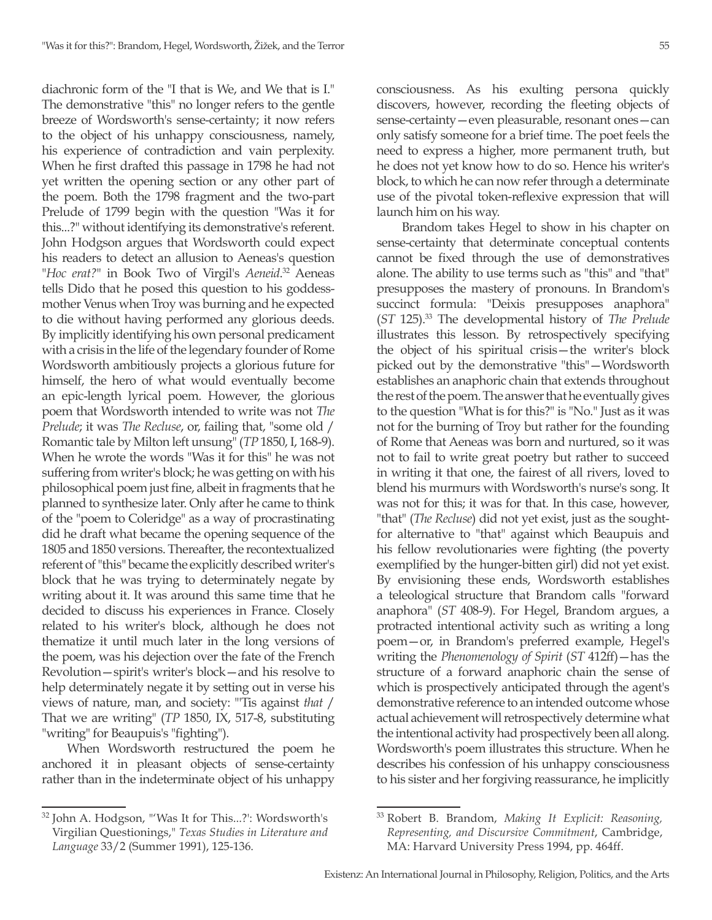diachronic form of the "I that is We, and We that is I." The demonstrative "this" no longer refers to the gentle breeze of Wordsworth's sense-certainty; it now refers to the object of his unhappy consciousness, namely, his experience of contradiction and vain perplexity. When he first drafted this passage in 1798 he had not yet written the opening section or any other part of the poem. Both the 1798 fragment and the two-part Prelude of 1799 begin with the question "Was it for this...?" without identifying its demonstrative's referent. John Hodgson argues that Wordsworth could expect his readers to detect an allusion to Aeneas's question "*Hoc erat?*" in Book Two of Virgil's *Aeneid*.[32] Aeneas tells Dido that he posed this question to his goddess-mother Venus when Troy was burning and he expected to die without having performed any glorious deeds. By implicitly identifying his own personal predicament with a crisis in the life of the legendary founder of Rome Wordsworth ambitiously projects a glorious future for himself, the hero of what would eventually become an epic-length lyrical poem. However, the glorious poem that Wordsworth intended to write was not *The Prelude*; it was *The Recluse*, or, failing that, "some old / Romantic tale by Milton left unsung" (*TP* 1850, I, 168-9). When he wrote the words "Was it for this" he was not suffering from writer's block; he was getting on with his philosophical poem just fine, albeit in fragments that he planned to synthesize later. Only after he came to think of the "poem to Coleridge" as a way of procrastinating did he draft what became the opening sequence of the 1805 and 1850 versions. Thereafter, the recontextualized referent of "this" became the explicitly described writer's block that he was trying to determinately negate by writing about it. It was around this same time that he decided to discuss his experiences in France. Closely related to his writer's block, although he does not thematize it until much later in the long versions of the poem, was his dejection over the fate of the French Revolution—spirit's writer's block—and his resolve to help determinately negate it by setting out in verse his views of nature, man, and society: "'Tis against *that* / That we are writing" (*TP* 1850, IX, 517-8, substituting "writing" for Beaupuis's "fighting").

When Wordsworth restructured the poem he anchored it in pleasant objects of sense-certainty rather than in the indeterminate object of his unhappy consciousness. As his exulting persona quickly discovers, however, recording the fleeting objects of sense-certainty—even pleasurable, resonant ones—can only satisfy someone for a brief time. The poet feels the need to express a higher, more permanent truth, but he does not yet know how to do so. Hence his writer's block, to which he can now refer through a determinate use of the pivotal token-reflexive expression that will launch him on his way.

Brandom takes Hegel to show in his chapter on sense-certainty that determinate conceptual contents cannot be fixed through the use of demonstratives alone. The ability to use terms such as "this" and "that" presupposes the mastery of pronouns. In Brandom's succinct formula: "Deixis presupposes anaphora" (*ST* 125).[33] The developmental history of *The Prelude* illustrates this lesson. By retrospectively specifying the object of his spiritual crisis—the writer's block picked out by the demonstrative "this"—Wordsworth establishes an anaphoric chain that extends throughout the rest of the poem. The answer that he eventually gives to the question "What is for this?" is "No." Just as it was not for the burning of Troy but rather for the founding of Rome that Aeneas was born and nurtured, so it was not to fail to write great poetry but rather to succeed in writing it that one, the fairest of all rivers, loved to blend his murmurs with Wordsworth's nurse's song. It was not for this; it was for that. In this case, however, "that" (*The Recluse*) did not yet exist, just as the sought-for alternative to "that" against which Beaupuis and his fellow revolutionaries were fighting (the poverty exemplified by the hunger-bitten girl) did not yet exist. By envisioning these ends, Wordsworth establishes a teleological structure that Brandom calls "forward anaphora" (*ST* 408-9). For Hegel, Brandom argues, a protracted intentional activity such as writing a long poem—or, in Brandom's preferred example, Hegel's writing the *Phenomenology of Spirit* (*ST* 412ff)—has the structure of a forward anaphoric chain the sense of which is prospectively anticipated through the agent's demonstrative reference to an intended outcome whose actual achievement will retrospectively determine what the intentional activity had prospectively been all along. Wordsworth's poem illustrates this structure. When he describes his confession of his unhappy consciousness to his sister and her forgiving reassurance, he implicitly

---

[32] John A. Hodgson, "'Was It for This...?': Wordsworth's Virgilian Questionings," *Texas Studies in Literature and Language* 33/2 (Summer 1991), 125-136.

[33] Robert B. Brandom, *Making It Explicit: Reasoning, Representing, and Discursive Commitment*, Cambridge, MA: Harvard University Press 1994, pp. 464ff.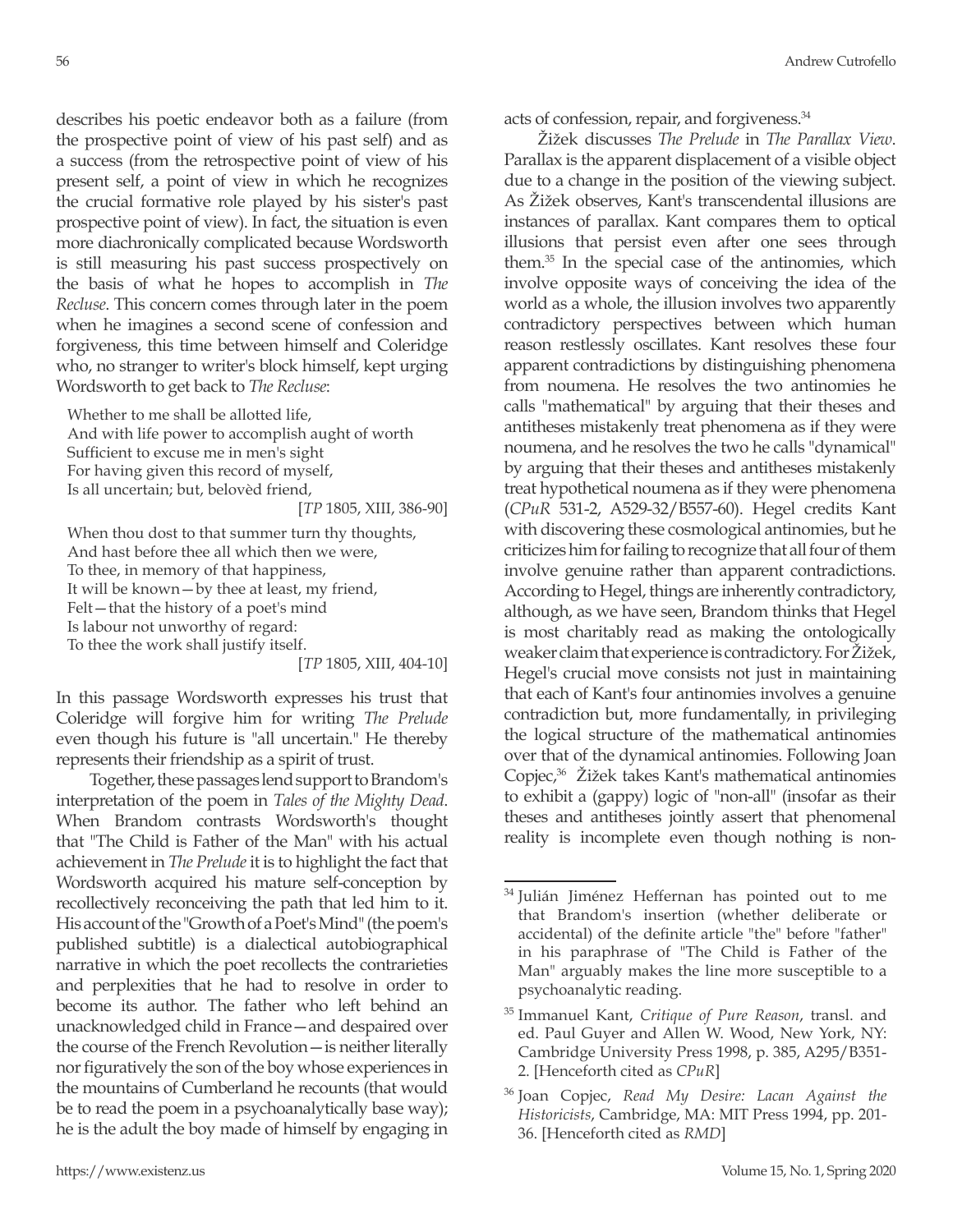describes his poetic endeavor both as a failure (from the prospective point of view of his past self) and as a success (from the retrospective point of view of his present self, a point of view in which he recognizes the crucial formative role played by his sister's past prospective point of view). In fact, the situation is even more diachronically complicated because Wordsworth is still measuring his past success prospectively on the basis of what he hopes to accomplish in *The Recluse*. This concern comes through later in the poem when he imagines a second scene of confession and forgiveness, this time between himself and Coleridge who, no stranger to writer's block himself, kept urging Wordsworth to get back to *The Recluse*:

> Whether to me shall be allotted life,
> And with life power to accomplish aught of worth
> Sufficient to excuse me in men's sight
> For having given this record of myself,
> Is all uncertain; but, belovèd friend,
> [*TP* 1805, XIII, 386-90]
>
> When thou dost to that summer turn thy thoughts,
> And hast before thee all which then we were,
> To thee, in memory of that happiness,
> It will be known—by thee at least, my friend,
> Felt—that the history of a poet's mind
> Is labour not unworthy of regard:
> To thee the work shall justify itself.
> [*TP* 1805, XIII, 404-10]

In this passage Wordsworth expresses his trust that Coleridge will forgive him for writing *The Prelude* even though his future is "all uncertain." He thereby represents their friendship as a spirit of trust.

Together, these passages lend support to Brandom's interpretation of the poem in *Tales of the Mighty Dead*. When Brandom contrasts Wordsworth's thought that "The Child is Father of the Man" with his actual achievement in *The Prelude* it is to highlight the fact that Wordsworth acquired his mature self-conception by recollectively reconceiving the path that led him to it. His account of the "Growth of a Poet's Mind" (the poem's published subtitle) is a dialectical autobiographical narrative in which the poet recollects the contrarieties and perplexities that he had to resolve in order to become its author. The father who left behind an unacknowledged child in France—and despaired over the course of the French Revolution—is neither literally nor figuratively the son of the boy whose experiences in the mountains of Cumberland he recounts (that would be to read the poem in a psychoanalytically base way); he is the adult the boy made of himself by engaging in acts of confession, repair, and forgiveness.[34]

Žižek discusses *The Prelude* in *The Parallax View*. Parallax is the apparent displacement of a visible object due to a change in the position of the viewing subject. As Žižek observes, Kant's transcendental illusions are instances of parallax. Kant compares them to optical illusions that persist even after one sees through them.[35] In the special case of the antinomies, which involve opposite ways of conceiving the idea of the world as a whole, the illusion involves two apparently contradictory perspectives between which human reason restlessly oscillates. Kant resolves these four apparent contradictions by distinguishing phenomena from noumena. He resolves the two antinomies he calls "mathematical" by arguing that their theses and antitheses mistakenly treat phenomena as if they were noumena, and he resolves the two he calls "dynamical" by arguing that their theses and antitheses mistakenly treat hypothetical noumena as if they were phenomena (*CPuR* 531-2, A529-32/B557-60). Hegel credits Kant with discovering these cosmological antinomies, but he criticizes him for failing to recognize that all four of them involve genuine rather than apparent contradictions. According to Hegel, things are inherently contradictory, although, as we have seen, Brandom thinks that Hegel is most charitably read as making the ontologically weaker claim that experience is contradictory. For Žižek, Hegel's crucial move consists not just in maintaining that each of Kant's four antinomies involves a genuine contradiction but, more fundamentally, in privileging the logical structure of the mathematical antinomies over that of the dynamical antinomies. Following Joan Copjec,[36] Žižek takes Kant's mathematical antinomies to exhibit a (gappy) logic of "non-all" (insofar as their theses and antitheses jointly assert that phenomenal reality is incomplete even though nothing is non-

---

[34] Julián Jiménez Heffernan has pointed out to me that Brandom's insertion (whether deliberate or accidental) of the definite article "the" before "father" in his paraphrase of "The Child is Father of the Man" arguably makes the line more susceptible to a psychoanalytic reading.

[35] Immanuel Kant, *Critique of Pure Reason*, transl. and ed. Paul Guyer and Allen W. Wood, New York, NY: Cambridge University Press 1998, p. 385, A295/B351-2. [Henceforth cited as *CPuR*]

[36] Joan Copjec, *Read My Desire: Lacan Against the Historicists*, Cambridge, MA: MIT Press 1994, pp. 201-36. [Henceforth cited as *RMD*]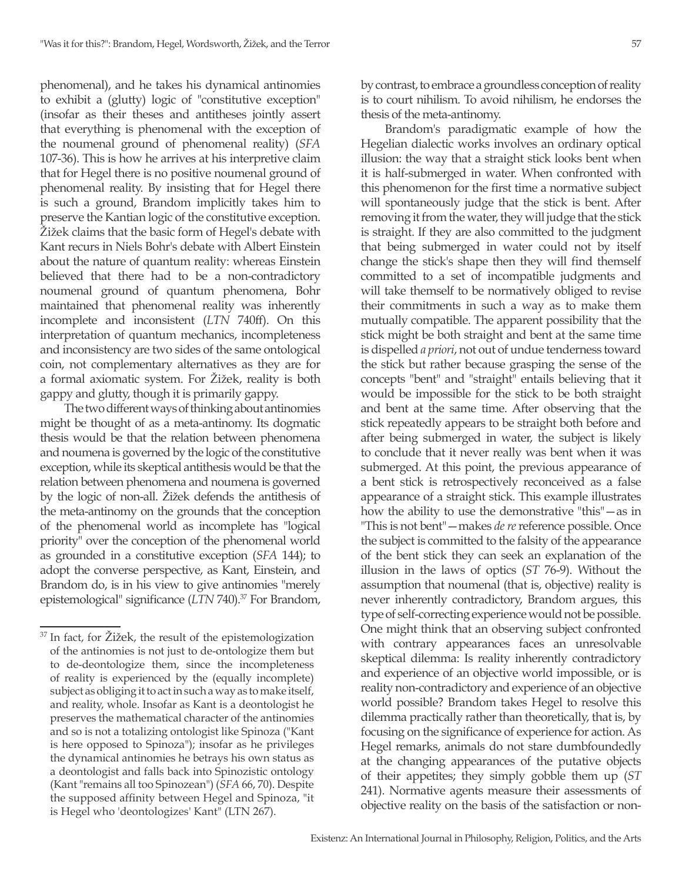phenomenal), and he takes his dynamical antinomies to exhibit a (glutty) logic of "constitutive exception" (insofar as their theses and antitheses jointly assert that everything is phenomenal with the exception of the noumenal ground of phenomenal reality) (*SFA* 107-36). This is how he arrives at his interpretive claim that for Hegel there is no positive noumenal ground of phenomenal reality. By insisting that for Hegel there is such a ground, Brandom implicitly takes him to preserve the Kantian logic of the constitutive exception. Žižek claims that the basic form of Hegel's debate with Kant recurs in Niels Bohr's debate with Albert Einstein about the nature of quantum reality: whereas Einstein believed that there had to be a non-contradictory noumenal ground of quantum phenomena, Bohr maintained that phenomenal reality was inherently incomplete and inconsistent (*LTN* 740ff). On this interpretation of quantum mechanics, incompleteness and inconsistency are two sides of the same ontological coin, not complementary alternatives as they are for a formal axiomatic system. For Žižek, reality is both gappy and glutty, though it is primarily gappy.

The two different ways of thinking about antinomies might be thought of as a meta-antinomy. Its dogmatic thesis would be that the relation between phenomena and noumena is governed by the logic of the constitutive exception, while its skeptical antithesis would be that the relation between phenomena and noumena is governed by the logic of non-all. Žižek defends the antithesis of the meta-antinomy on the grounds that the conception of the phenomenal world as incomplete has "logical priority" over the conception of the phenomenal world as grounded in a constitutive exception (*SFA* 144); to adopt the converse perspective, as Kant, Einstein, and Brandom do, is in his view to give antinomies "merely epistemological" significance (*LTN* 740).[37] For Brandom, by contrast, to embrace a groundless conception of reality is to court nihilism. To avoid nihilism, he endorses the thesis of the meta-antinomy.

Brandom's paradigmatic example of how the Hegelian dialectic works involves an ordinary optical illusion: the way that a straight stick looks bent when it is half-submerged in water. When confronted with this phenomenon for the first time a normative subject will spontaneously judge that the stick is bent. After removing it from the water, they will judge that the stick is straight. If they are also committed to the judgment that being submerged in water could not by itself change the stick's shape then they will find themself committed to a set of incompatible judgments and will take themself to be normatively obliged to revise their commitments in such a way as to make them mutually compatible. The apparent possibility that the stick might be both straight and bent at the same time is dispelled *a priori*, not out of undue tenderness toward the stick but rather because grasping the sense of the concepts "bent" and "straight" entails believing that it would be impossible for the stick to be both straight and bent at the same time. After observing that the stick repeatedly appears to be straight both before and after being submerged in water, the subject is likely to conclude that it never really was bent when it was submerged. At this point, the previous appearance of a bent stick is retrospectively reconceived as a false appearance of a straight stick. This example illustrates how the ability to use the demonstrative "this"—as in "This is not bent"—makes *de re* reference possible. Once the subject is committed to the falsity of the appearance of the bent stick they can seek an explanation of the illusion in the laws of optics (*ST* 76-9). Without the assumption that noumenal (that is, objective) reality is never inherently contradictory, Brandom argues, this type of self-correcting experience would not be possible. One might think that an observing subject confronted with contrary appearances faces an unresolvable skeptical dilemma: Is reality inherently contradictory and experience of an objective world impossible, or is reality non-contradictory and experience of an objective world possible? Brandom takes Hegel to resolve this dilemma practically rather than theoretically, that is, by focusing on the significance of experience for action. As Hegel remarks, animals do not stare dumbfoundedly at the changing appearances of the putative objects of their appetites; they simply gobble them up (*ST* 241). Normative agents measure their assessments of objective reality on the basis of the satisfaction or non-

---

[37] In fact, for Žižek, the result of the epistemologization of the antinomies is not just to de-ontologize them but to de-deontologize them, since the incompleteness of reality is experienced by the (equally incomplete) subject as obliging it to act in such a way as to make itself, and reality, whole. Insofar as Kant is a deontologist he preserves the mathematical character of the antinomies and so is not a totalizing ontologist like Spinoza ("Kant is here opposed to Spinoza"); insofar as he privileges the dynamical antinomies he betrays his own status as a deontologist and falls back into Spinozistic ontology (Kant "remains all too Spinozean") (*SFA* 66, 70). Despite the supposed affinity between Hegel and Spinoza, "it is Hegel who 'deontologizes' Kant" (LTN 267).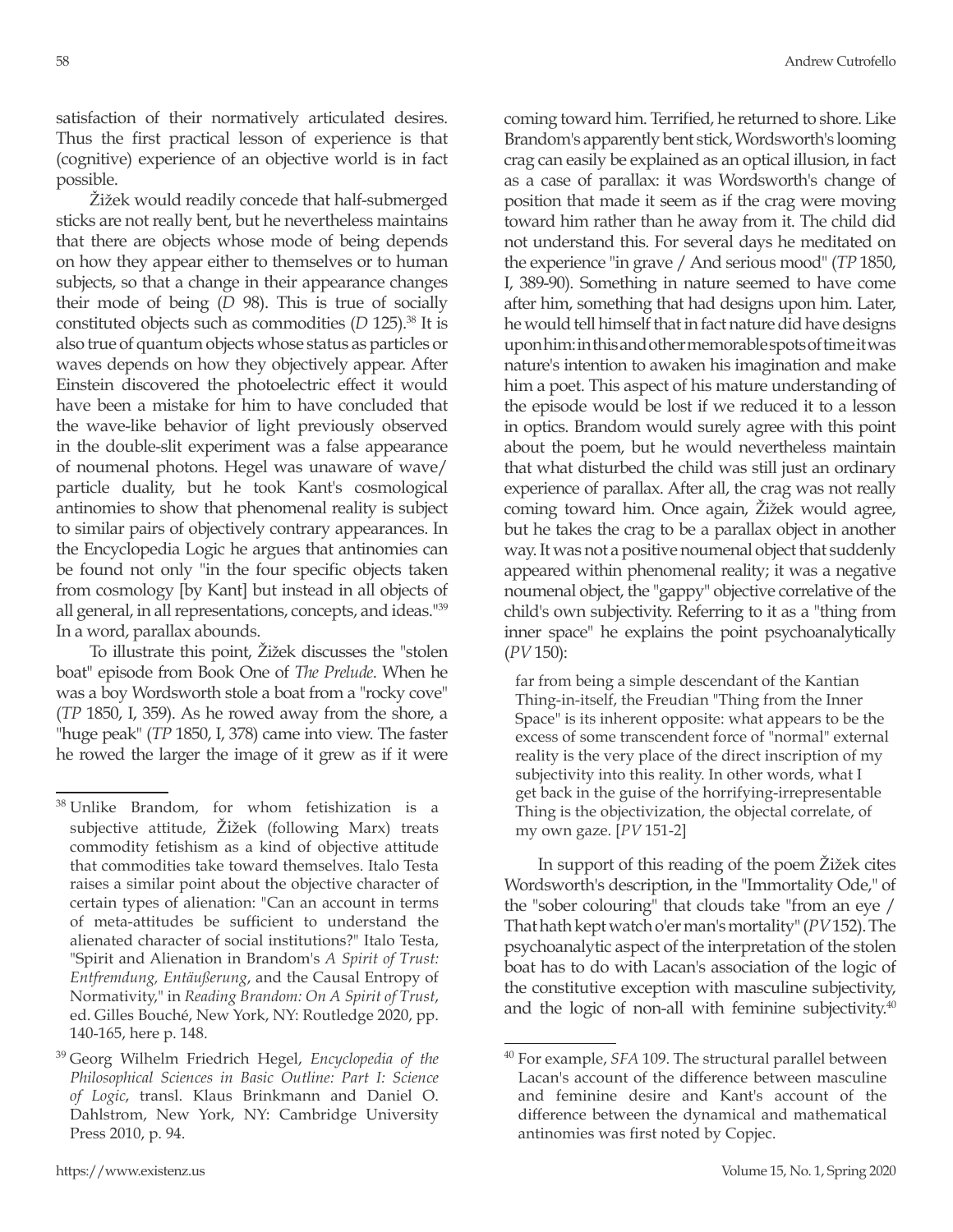satisfaction of their normatively articulated desires. Thus the first practical lesson of experience is that (cognitive) experience of an objective world is in fact possible.

Žižek would readily concede that half-submerged sticks are not really bent, but he nevertheless maintains that there are objects whose mode of being depends on how they appear either to themselves or to human subjects, so that a change in their appearance changes their mode of being (*D* 98). This is true of socially constituted objects such as commodities (*D* 125).[38] It is also true of quantum objects whose status as particles or waves depends on how they objectively appear. After Einstein discovered the photoelectric effect it would have been a mistake for him to have concluded that the wave-like behavior of light previously observed in the double-slit experiment was a false appearance of noumenal photons. Hegel was unaware of wave/particle duality, but he took Kant's cosmological antinomies to show that phenomenal reality is subject to similar pairs of objectively contrary appearances. In the Encyclopedia Logic he argues that antinomies can be found not only "in the four specific objects taken from cosmology [by Kant] but instead in all objects of all general, in all representations, concepts, and ideas."[39] In a word, parallax abounds.

To illustrate this point, Žižek discusses the "stolen boat" episode from Book One of *The Prelude*. When he was a boy Wordsworth stole a boat from a "rocky cove" (*TP* 1850, I, 359). As he rowed away from the shore, a "huge peak" (*TP* 1850, I, 378) came into view. The faster he rowed the larger the image of it grew as if it were coming toward him. Terrified, he returned to shore. Like Brandom's apparently bent stick, Wordsworth's looming crag can easily be explained as an optical illusion, in fact as a case of parallax: it was Wordsworth's change of position that made it seem as if the crag were moving toward him rather than he away from it. The child did not understand this. For several days he meditated on the experience "in grave / And serious mood" (*TP* 1850, I, 389-90). Something in nature seemed to have come after him, something that had designs upon him. Later, he would tell himself that in fact nature did have designs upon him: in this and other memorable spots of time it was nature's intention to awaken his imagination and make him a poet. This aspect of his mature understanding of the episode would be lost if we reduced it to a lesson in optics. Brandom would surely agree with this point about the poem, but he would nevertheless maintain that what disturbed the child was still just an ordinary experience of parallax. After all, the crag was not really coming toward him. Once again, Žižek would agree, but he takes the crag to be a parallax object in another way. It was not a positive noumenal object that suddenly appeared within phenomenal reality; it was a negative noumenal object, the "gappy" objective correlative of the child's own subjectivity. Referring to it as a "thing from inner space" he explains the point psychoanalytically (*PV* 150):

> far from being a simple descendant of the Kantian Thing-in-itself, the Freudian "Thing from the Inner Space" is its inherent opposite: what appears to be the excess of some transcendent force of "normal" external reality is the very place of the direct inscription of my subjectivity into this reality. In other words, what I get back in the guise of the horrifying-irrepresentable Thing is the objectivization, the objectal correlate, of my own gaze. [*PV* 151-2]

In support of this reading of the poem Žižek cites Wordsworth's description, in the "Immortality Ode," of the "sober colouring" that clouds take "from an eye / That hath kept watch o'er man's mortality" (*PV* 152). The psychoanalytic aspect of the interpretation of the stolen boat has to do with Lacan's association of the logic of the constitutive exception with masculine subjectivity, and the logic of non-all with feminine subjectivity.[40]

---

[38] Unlike Brandom, for whom fetishization is a subjective attitude, Žižek (following Marx) treats commodity fetishism as a kind of objective attitude that commodities take toward themselves. Italo Testa raises a similar point about the objective character of certain types of alienation: "Can an account in terms of meta-attitudes be sufficient to understand the alienated character of social institutions?" Italo Testa, "Spirit and Alienation in Brandom's *A Spirit of Trust: Entfremdung, Entäußerung*, and the Causal Entropy of Normativity," in *Reading Brandom: On A Spirit of Trust*, ed. Gilles Bouché, New York, NY: Routledge 2020, pp. 140-165, here p. 148.

[39] Georg Wilhelm Friedrich Hegel, *Encyclopedia of the Philosophical Sciences in Basic Outline: Part I: Science of Logic*, transl. Klaus Brinkmann and Daniel O. Dahlstrom, New York, NY: Cambridge University Press 2010, p. 94.

[40] For example, *SFA* 109. The structural parallel between Lacan's account of the difference between masculine and feminine desire and Kant's account of the difference between the dynamical and mathematical antinomies was first noted by Copjec.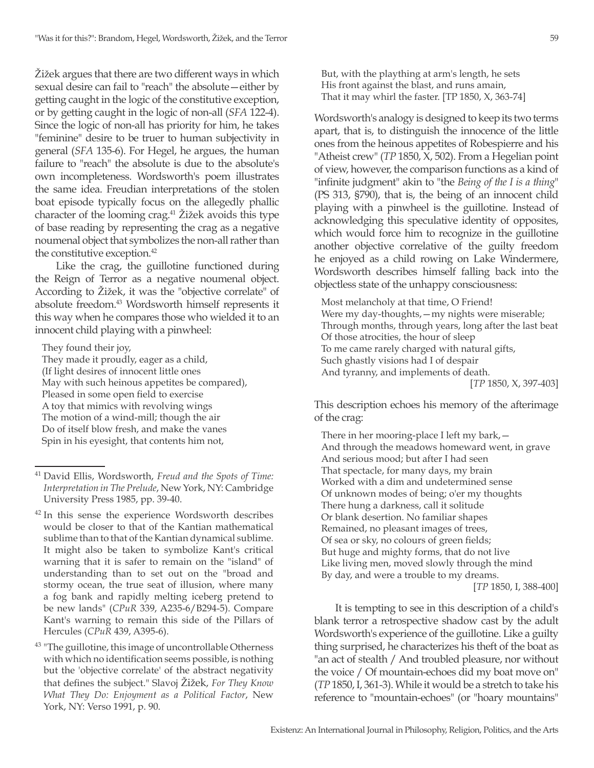Žižek argues that there are two different ways in which sexual desire can fail to "reach" the absolute—either by getting caught in the logic of the constitutive exception, or by getting caught in the logic of non-all (*SFA* 122-4). Since the logic of non-all has priority for him, he takes "feminine" desire to be truer to human subjectivity in general (*SFA* 135-6). For Hegel, he argues, the human failure to "reach" the absolute is due to the absolute's own incompleteness. Wordsworth's poem illustrates the same idea. Freudian interpretations of the stolen boat episode typically focus on the allegedly phallic character of the looming crag.[41] Žižek avoids this type of base reading by representing the crag as a negative noumenal object that symbolizes the non-all rather than the constitutive exception.[42]

Like the crag, the guillotine functioned during the Reign of Terror as a negative noumenal object. According to Žižek, it was the "objective correlate" of absolute freedom.[43] Wordsworth himself represents it this way when he compares those who wielded it to an innocent child playing with a pinwheel:

> They found their joy,
> They made it proudly, eager as a child,
> (If light desires of innocent little ones
> May with such heinous appetites be compared),
> Pleased in some open field to exercise
> A toy that mimics with revolving wings
> The motion of a wind-mill; though the air
> Do of itself blow fresh, and make the vanes
> Spin in his eyesight, that contents him not,
> But, with the plaything at arm's length, he sets
> His front against the blast, and runs amain,
> That it may whirl the faster. [TP 1850, X, 363-74]

Wordsworth's analogy is designed to keep its two terms apart, that is, to distinguish the innocence of the little ones from the heinous appetites of Robespierre and his "Atheist crew" (*TP* 1850, X, 502). From a Hegelian point of view, however, the comparison functions as a kind of "infinite judgment" akin to "the *Being of the I is a thing*" (PS 313, §790), that is, the being of an innocent child playing with a pinwheel is the guillotine. Instead of acknowledging this speculative identity of opposites, which would force him to recognize in the guillotine another objective correlative of the guilty freedom he enjoyed as a child rowing on Lake Windermere, Wordsworth describes himself falling back into the objectless state of the unhappy consciousness:

> Most melancholy at that time, O Friend!
> Were my day-thoughts,—my nights were miserable;
> Through months, through years, long after the last beat
> Of those atrocities, the hour of sleep
> To me came rarely charged with natural gifts,
> Such ghastly visions had I of despair
> And tyranny, and implements of death.
> [*TP* 1850, X, 397-403]

This description echoes his memory of the afterimage of the crag:

> There in her mooring-place I left my bark,—
> And through the meadows homeward went, in grave
> And serious mood; but after I had seen
> That spectacle, for many days, my brain
> Worked with a dim and undetermined sense
> Of unknown modes of being; o'er my thoughts
> There hung a darkness, call it solitude
> Or blank desertion. No familiar shapes
> Remained, no pleasant images of trees,
> Of sea or sky, no colours of green fields;
> But huge and mighty forms, that do not live
> Like living men, moved slowly through the mind
> By day, and were a trouble to my dreams.
> [*TP* 1850, I, 388-400]

It is tempting to see in this description of a child's blank terror a retrospective shadow cast by the adult Wordsworth's experience of the guillotine. Like a guilty thing surprised, he characterizes his theft of the boat as "an act of stealth / And troubled pleasure, nor without the voice / Of mountain-echoes did my boat move on" (*TP* 1850, I, 361-3). While it would be a stretch to take his reference to "mountain-echoes" (or "hoary mountains"

---

[41] David Ellis, Wordsworth, *Freud and the Spots of Time: Interpretation in The Prelude*, New York, NY: Cambridge University Press 1985, pp. 39-40.

[42] In this sense the experience Wordsworth describes would be closer to that of the Kantian mathematical sublime than to that of the Kantian dynamical sublime. It might also be taken to symbolize Kant's critical warning that it is safer to remain on the "island" of understanding than to set out on the "broad and stormy ocean, the true seat of illusion, where many a fog bank and rapidly melting iceberg pretend to be new lands" (*CPuR* 339, A235-6/B294-5). Compare Kant's warning to remain this side of the Pillars of Hercules (*CPuR* 439, A395-6).

[43] "The guillotine, this image of uncontrollable Otherness with which no identification seems possible, is nothing but the 'objective correlate' of the abstract negativity that defines the subject." Slavoj Žižek, *For They Know What They Do: Enjoyment as a Political Factor*, New York, NY: Verso 1991, p. 90.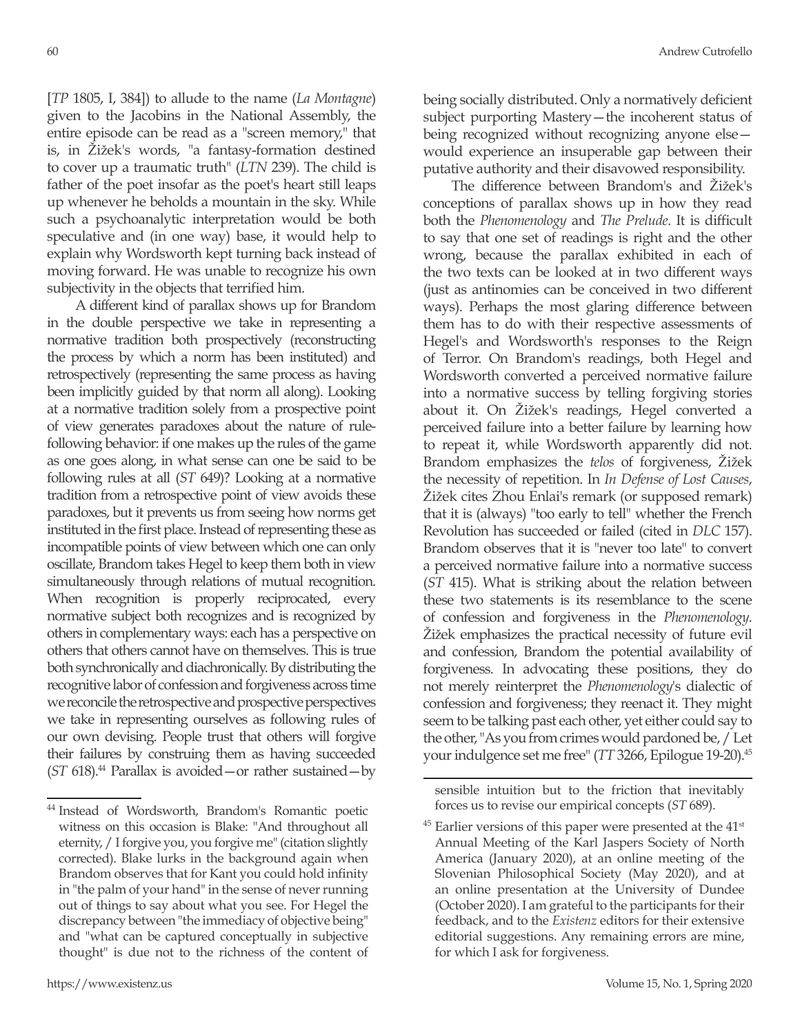[*TP* 1805, I, 384]) to allude to the name (*La Montagne*) given to the Jacobins in the National Assembly, the entire episode can be read as a "screen memory," that is, in Žižek's words, "a fantasy-formation destined to cover up a traumatic truth" (*LTN* 239). The child is father of the poet insofar as the poet's heart still leaps up whenever he beholds a mountain in the sky. While such a psychoanalytic interpretation would be both speculative and (in one way) base, it would help to explain why Wordsworth kept turning back instead of moving forward. He was unable to recognize his own subjectivity in the objects that terrified him.

A different kind of parallax shows up for Brandom in the double perspective we take in representing a normative tradition both prospectively (reconstructing the process by which a norm has been instituted) and retrospectively (representing the same process as having been implicitly guided by that norm all along). Looking at a normative tradition solely from a prospective point of view generates paradoxes about the nature of rule-following behavior: if one makes up the rules of the game as one goes along, in what sense can one be said to be following rules at all (*ST* 649)? Looking at a normative tradition from a retrospective point of view avoids these paradoxes, but it prevents us from seeing how norms get instituted in the first place. Instead of representing these as incompatible points of view between which one can only oscillate, Brandom takes Hegel to keep them both in view simultaneously through relations of mutual recognition. When recognition is properly reciprocated, every normative subject both recognizes and is recognized by others in complementary ways: each has a perspective on others that others cannot have on themselves. This is true both synchronically and diachronically. By distributing the recognitive labor of confession and forgiveness across time we reconcile the retrospective and prospective perspectives we take in representing ourselves as following rules of our own devising. People trust that others will forgive their failures by construing them as having succeeded (*ST* 618).[44] Parallax is avoided—or rather sustained—by being socially distributed. Only a normatively deficient subject purporting Mastery—the incoherent status of being recognized without recognizing anyone else—would experience an insuperable gap between their putative authority and their disavowed responsibility.

The difference between Brandom's and Žižek's conceptions of parallax shows up in how they read both the *Phenomenology* and *The Prelude*. It is difficult to say that one set of readings is right and the other wrong, because the parallax exhibited in each of the two texts can be looked at in two different ways (just as antinomies can be conceived in two different ways). Perhaps the most glaring difference between them has to do with their respective assessments of Hegel's and Wordsworth's responses to the Reign of Terror. On Brandom's readings, both Hegel and Wordsworth converted a perceived normative failure into a normative success by telling forgiving stories about it. On Žižek's readings, Hegel converted a perceived failure into a better failure by learning how to repeat it, while Wordsworth apparently did not. Brandom emphasizes the *telos* of forgiveness, Žižek the necessity of repetition. In *In Defense of Lost Causes*, Žižek cites Zhou Enlai's remark (or supposed remark) that it is (always) "too early to tell" whether the French Revolution has succeeded or failed (cited in *DLC* 157). Brandom observes that it is "never too late" to convert a perceived normative failure into a normative success (*ST* 415). What is striking about the relation between these two statements is its resemblance to the scene of confession and forgiveness in the *Phenomenology*. Žižek emphasizes the practical necessity of future evil and confession, Brandom the potential availability of forgiveness. In advocating these positions, they do not merely reinterpret the *Phenomenology*'s dialectic of confession and forgiveness; they reenact it. They might seem to be talking past each other, yet either could say to the other, "As you from crimes would pardoned be, / Let your indulgence set me free" (*TT* 3266, Epilogue 19-20).[45]

---

[44] Instead of Wordsworth, Brandom's Romantic poetic witness on this occasion is Blake: "And throughout all eternity, / I forgive you, you forgive me" (citation slightly corrected). Blake lurks in the background again when Brandom observes that for Kant you could hold infinity in "the palm of your hand" in the sense of never running out of things to say about what you see. For Hegel the discrepancy between "the immediacy of objective being" and "what can be captured conceptually in subjective thought" is due not to the richness of the content of sensible intuition but to the friction that inevitably forces us to revise our empirical concepts (*ST* 689).

[45] Earlier versions of this paper were presented at the 41st Annual Meeting of the Karl Jaspers Society of North America (January 2020), at an online meeting of the Slovenian Philosophical Society (May 2020), and at an online presentation at the University of Dundee (October 2020). I am grateful to the participants for their feedback, and to the *Existenz* editors for their extensive editorial suggestions. Any remaining errors are mine, for which I ask for forgiveness.